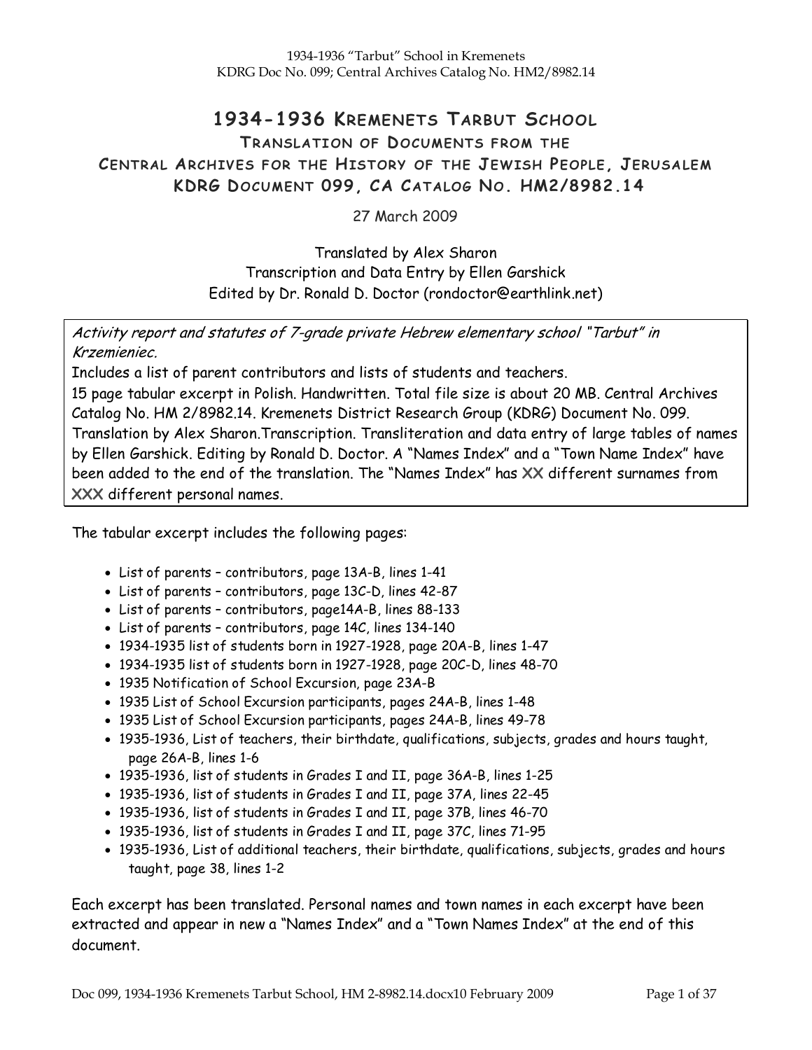# 1934-1936 Kremenets Tarbut School

## Translation of Documents from the Central Archives for the History of the Jewish People, Jerusalem

## KDRG Document 099, CA Catalog No. HM2/8982.14

27 March 2009

Translated by Alex Sharon
Transcription and Data Entry by Ellen Garshick
Edited by Dr. Ronald D. Doctor (rondoctor@earthlink.net)

*Activity report and statutes of 7-grade private Hebrew elementary school "Tarbut" in Krzemieniec.*
Includes a list of parent contributors and lists of students and teachers.
15 page tabular excerpt in Polish. Handwritten. Total file size is about 20 MB. Central Archives Catalog No. HM 2/8982.14. Kremenets District Research Group (KDRG) Document No. 099. Translation by Alex Sharon.Transcription. Transliteration and data entry of large tables of names by Ellen Garshick. Editing by Ronald D. Doctor. A "Names Index" and a "Town Name Index" have been added to the end of the translation. The "Names Index" has XX different surnames from XXX different personal names.

The tabular excerpt includes the following pages:

- List of parents – contributors, page 13A-B, lines 1-41
- List of parents – contributors, page 13C-D, lines 42-87
- List of parents – contributors, page14A-B, lines 88-133
- List of parents – contributors, page 14C, lines 134-140
- 1934-1935 list of students born in 1927-1928, page 20A-B, lines 1-47
- 1934-1935 list of students born in 1927-1928, page 20C-D, lines 48-70
- 1935 Notification of School Excursion, page 23A-B
- 1935 List of School Excursion participants, pages 24A-B, lines 1-48
- 1935 List of School Excursion participants, pages 24A-B, lines 49-78
- 1935-1936, List of teachers, their birthdate, qualifications, subjects, grades and hours taught, page 26A-B, lines 1-6
- 1935-1936, list of students in Grades I and II, page 36A-B, lines 1-25
- 1935-1936, list of students in Grades I and II, page 37A, lines 22-45
- 1935-1936, list of students in Grades I and II, page 37B, lines 46-70
- 1935-1936, list of students in Grades I and II, page 37C, lines 71-95
- 1935-1936, List of additional teachers, their birthdate, qualifications, subjects, grades and hours taught, page 38, lines 1-2

Each excerpt has been translated. Personal names and town names in each excerpt have been extracted and appear in new a "Names Index" and a "Town Names Index" at the end of this document.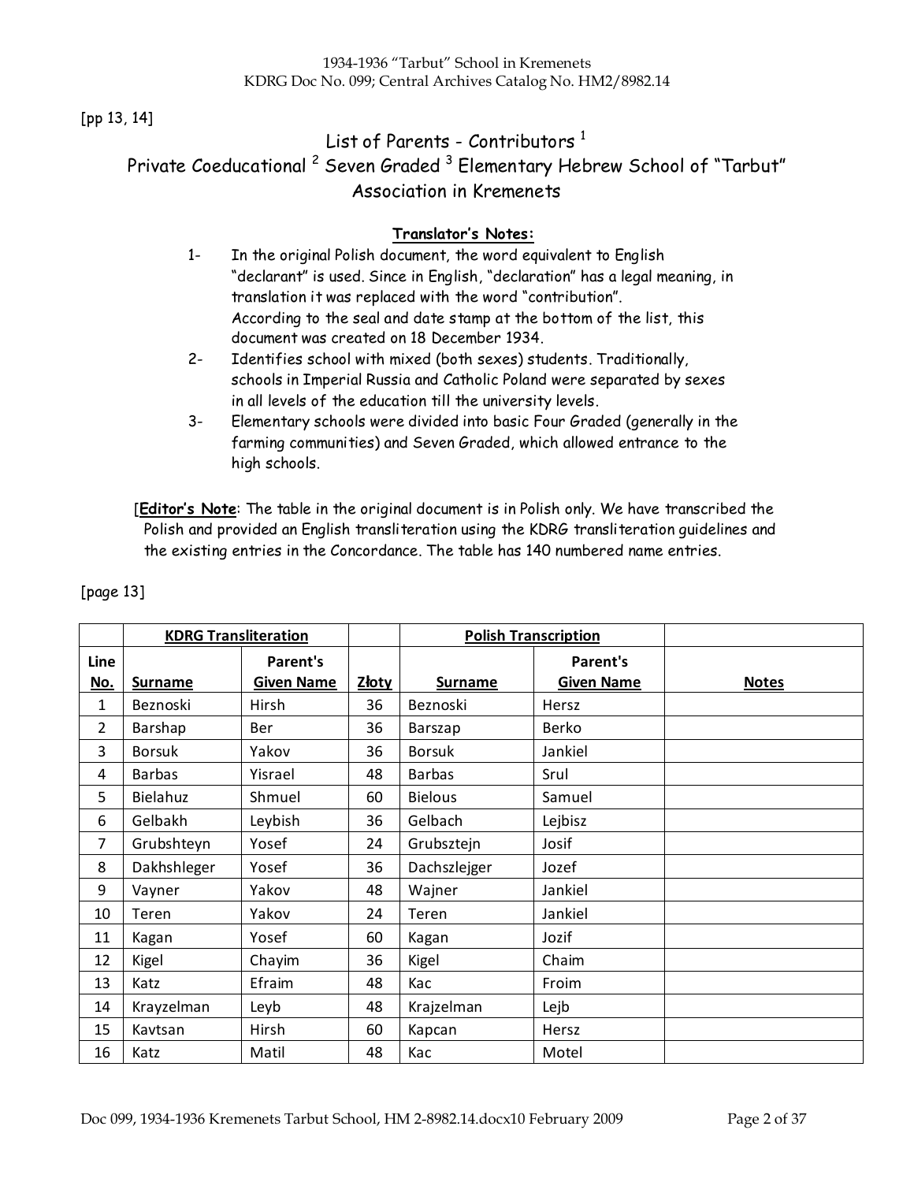[pp 13, 14]

## List of Parents - Contributors [1]
## Private Coeducational [2] Seven Graded [3] Elementary Hebrew School of "Tarbut" Association in Kremenets

**Translator's Notes:**

1- In the original Polish document, the word equivalent to English "declarant" is used. Since in English, "declaration" has a legal meaning, in translation it was replaced with the word "contribution". According to the seal and date stamp at the bottom of the list, this document was created on 18 December 1934.

2- Identifies school with mixed (both sexes) students. Traditionally, schools in Imperial Russia and Catholic Poland were separated by sexes in all levels of the education till the university levels.

3- Elementary schools were divided into basic Four Graded (generally in the farming communities) and Seven Graded, which allowed entrance to the high schools.

[**Editor's Note**: The table in the original document is in Polish only. We have transcribed the Polish and provided an English transliteration using the KDRG transliteration guidelines and the existing entries in the Concordance. The table has 140 numbered name entries.

[page 13]

| | **KDRG Transliteration** | | | **Polish Transcription** | | |
|---|---|---|---|---|---|---|
| **Line No.** | **Surname** | **Parent's Given Name** | **Złoty** | **Surname** | **Parent's Given Name** | **Notes** |
| 1 | Beznoski | Hirsh | 36 | Beznoski | Hersz | |
| 2 | Barshap | Ber | 36 | Barszap | Berko | |
| 3 | Borsuk | Yakov | 36 | Borsuk | Jankiel | |
| 4 | Barbas | Yisrael | 48 | Barbas | Srul | |
| 5 | Bielahuz | Shmuel | 60 | Bielous | Samuel | |
| 6 | Gelbakh | Leybish | 36 | Gelbach | Lejbisz | |
| 7 | Grubshteyn | Yosef | 24 | Grubsztejn | Josif | |
| 8 | Dakhshleger | Yosef | 36 | Dachszlejger | Jozef | |
| 9 | Vayner | Yakov | 48 | Wajner | Jankiel | |
| 10 | Teren | Yakov | 24 | Teren | Jankiel | |
| 11 | Kagan | Yosef | 60 | Kagan | Jozif | |
| 12 | Kigel | Chayim | 36 | Kigel | Chaim | |
| 13 | Katz | Efraim | 48 | Kac | Froim | |
| 14 | Krayzelman | Leyb | 48 | Krajzelman | Lejb | |
| 15 | Kavtsan | Hirsh | 60 | Kapcan | Hersz | |
| 16 | Katz | Matil | 48 | Kac | Motel | |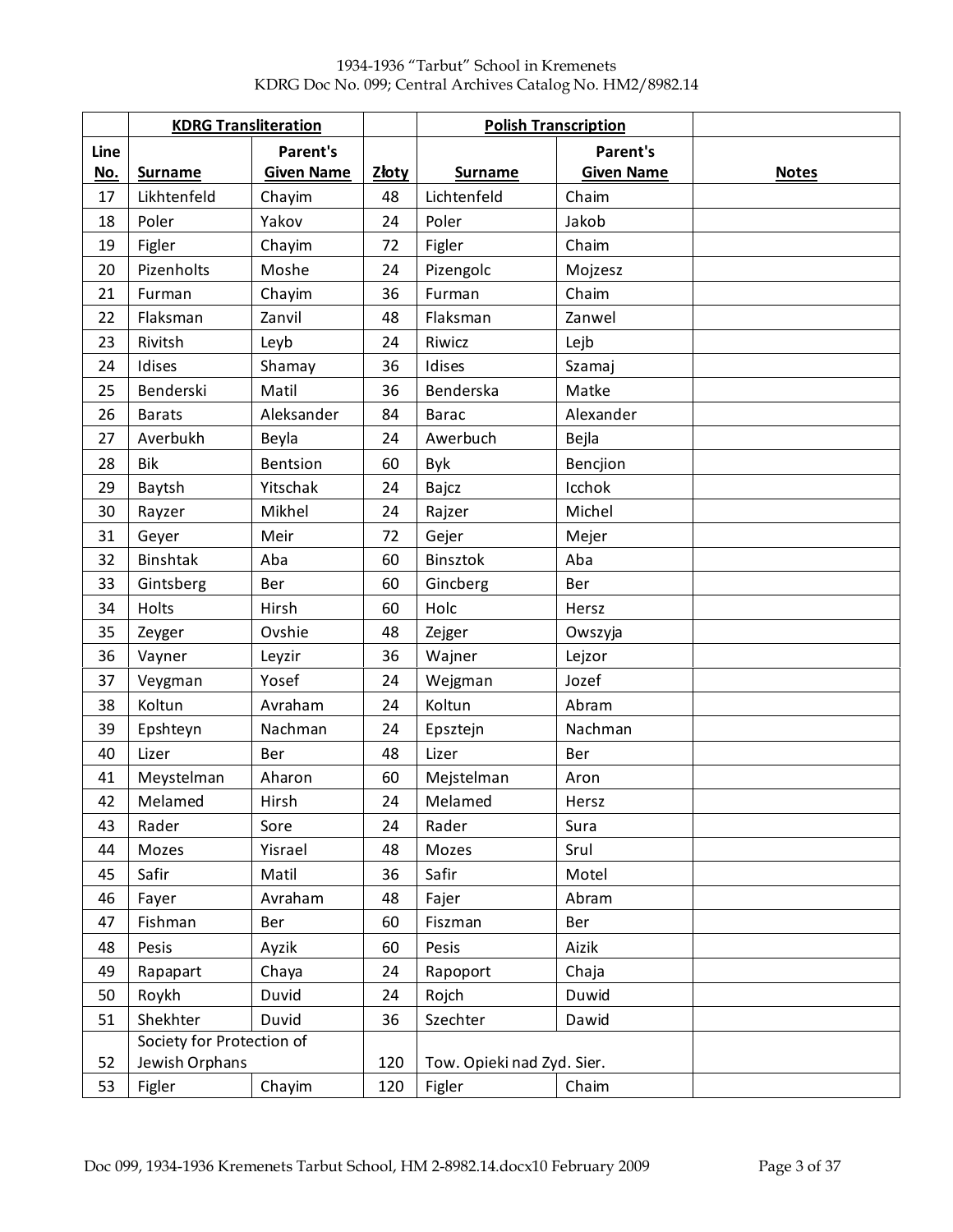| | KDRG Transliteration | | | Polish Transcription | | |
|---|---|---|---|---|---|---|
| Line No. | Surname | Parent's Given Name | Złoty | Surname | Parent's Given Name | Notes |
| 17 | Likhtenfeld | Chayim | 48 | Lichtenfeld | Chaim | |
| 18 | Poler | Yakov | 24 | Poler | Jakob | |
| 19 | Figler | Chayim | 72 | Figler | Chaim | |
| 20 | Pizenholts | Moshe | 24 | Pizengolc | Mojzesz | |
| 21 | Furman | Chayim | 36 | Furman | Chaim | |
| 22 | Flaksman | Zanvil | 48 | Flaksman | Zanwel | |
| 23 | Rivitsh | Leyb | 24 | Riwicz | Lejb | |
| 24 | Idises | Shamay | 36 | Idises | Szamaj | |
| 25 | Benderski | Matil | 36 | Benderska | Matke | |
| 26 | Barats | Aleksander | 84 | Barac | Alexander | |
| 27 | Averbukh | Beyla | 24 | Awerbuch | Bejla | |
| 28 | Bik | Bentsion | 60 | Byk | Bencjion | |
| 29 | Baytsh | Yitschak | 24 | Bajcz | Icchok | |
| 30 | Rayzer | Mikhel | 24 | Rajzer | Michel | |
| 31 | Geyer | Meir | 72 | Gejer | Mejer | |
| 32 | Binshtak | Aba | 60 | Binsztok | Aba | |
| 33 | Gintsberg | Ber | 60 | Gincberg | Ber | |
| 34 | Holts | Hirsh | 60 | Holc | Hersz | |
| 35 | Zeyger | Ovshie | 48 | Zejger | Owszyja | |
| 36 | Vayner | Leyzir | 36 | Wajner | Lejzor | |
| 37 | Veygman | Yosef | 24 | Wejgman | Jozef | |
| 38 | Koltun | Avraham | 24 | Koltun | Abram | |
| 39 | Epshteyn | Nachman | 24 | Epsztejn | Nachman | |
| 40 | Lizer | Ber | 48 | Lizer | Ber | |
| 41 | Meystelman | Aharon | 60 | Mejstelman | Aron | |
| 42 | Melamed | Hirsh | 24 | Melamed | Hersz | |
| 43 | Rader | Sore | 24 | Rader | Sura | |
| 44 | Mozes | Yisrael | 48 | Mozes | Srul | |
| 45 | Safir | Matil | 36 | Safir | Motel | |
| 46 | Fayer | Avraham | 48 | Fajer | Abram | |
| 47 | Fishman | Ber | 60 | Fiszman | Ber | |
| 48 | Pesis | Ayzik | 60 | Pesis | Aizik | |
| 49 | Rapapart | Chaya | 24 | Rapoport | Chaja | |
| 50 | Roykh | Duvid | 24 | Rojch | Duwid | |
| 51 | Shekhter | Duvid | 36 | Szechter | Dawid | |
| 52 | Society for Protection of Jewish Orphans | | 120 | Tow. Opieki nad Zyd. Sier. | | |
| 53 | Figler | Chayim | 120 | Figler | Chaim | |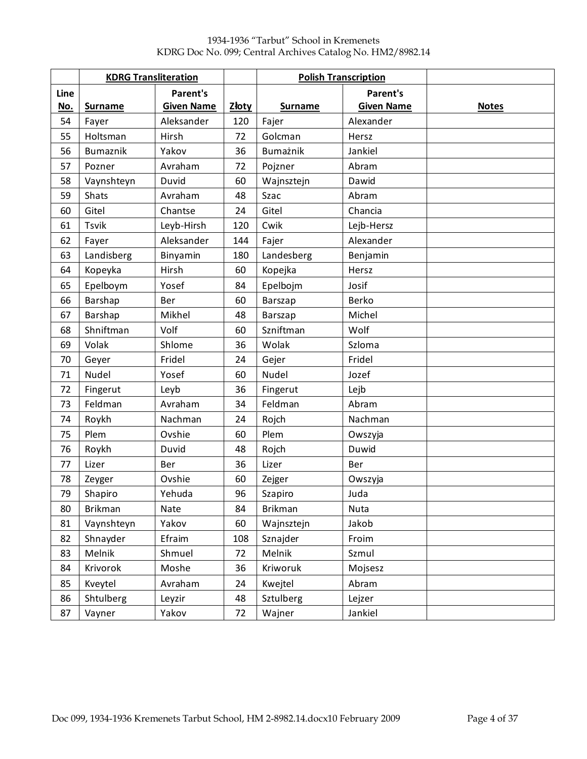| | KDRG Transliteration | | | Polish Transcription | | |
|---|---|---|---|---|---|---|
| Line No. | Surname | Parent's Given Name | Złoty | Surname | Parent's Given Name | Notes |
| 54 | Fayer | Aleksander | 120 | Fajer | Alexander | |
| 55 | Holtsman | Hirsh | 72 | Golcman | Hersz | |
| 56 | Bumaznik | Yakov | 36 | Bumażnik | Jankiel | |
| 57 | Pozner | Avraham | 72 | Pojzner | Abram | |
| 58 | Vaynshteyn | Duvid | 60 | Wajnsztejn | Dawid | |
| 59 | Shats | Avraham | 48 | Szac | Abram | |
| 60 | Gitel | Chantse | 24 | Gitel | Chancia | |
| 61 | Tsvik | Leyb-Hirsh | 120 | Cwik | Lejb-Hersz | |
| 62 | Fayer | Aleksander | 144 | Fajer | Alexander | |
| 63 | Landisberg | Binyamin | 180 | Landesberg | Benjamin | |
| 64 | Kopeyka | Hirsh | 60 | Kopejka | Hersz | |
| 65 | Epelboym | Yosef | 84 | Epelbojm | Josif | |
| 66 | Barshap | Ber | 60 | Barszap | Berko | |
| 67 | Barshap | Mikhel | 48 | Barszap | Michel | |
| 68 | Shniftman | Volf | 60 | Szniftman | Wolf | |
| 69 | Volak | Shlome | 36 | Wolak | Szloma | |
| 70 | Geyer | Fridel | 24 | Gejer | Fridel | |
| 71 | Nudel | Yosef | 60 | Nudel | Jozef | |
| 72 | Fingerut | Leyb | 36 | Fingerut | Lejb | |
| 73 | Feldman | Avraham | 34 | Feldman | Abram | |
| 74 | Roykh | Nachman | 24 | Rojch | Nachman | |
| 75 | Plem | Ovshie | 60 | Plem | Owszyja | |
| 76 | Roykh | Duvid | 48 | Rojch | Duwid | |
| 77 | Lizer | Ber | 36 | Lizer | Ber | |
| 78 | Zeyger | Ovshie | 60 | Zejger | Owszyja | |
| 79 | Shapiro | Yehuda | 96 | Szapiro | Juda | |
| 80 | Brikman | Nate | 84 | Brikman | Nuta | |
| 81 | Vaynshteyn | Yakov | 60 | Wajnsztejn | Jakob | |
| 82 | Shnayder | Efraim | 108 | Sznajder | Froim | |
| 83 | Melnik | Shmuel | 72 | Melnik | Szmul | |
| 84 | Krivorok | Moshe | 36 | Kriworuk | Mojsesz | |
| 85 | Kveytel | Avraham | 24 | Kwejtel | Abram | |
| 86 | Shtulberg | Leyzir | 48 | Sztulberg | Lejzer | |
| 87 | Vayner | Yakov | 72 | Wajner | Jankiel | |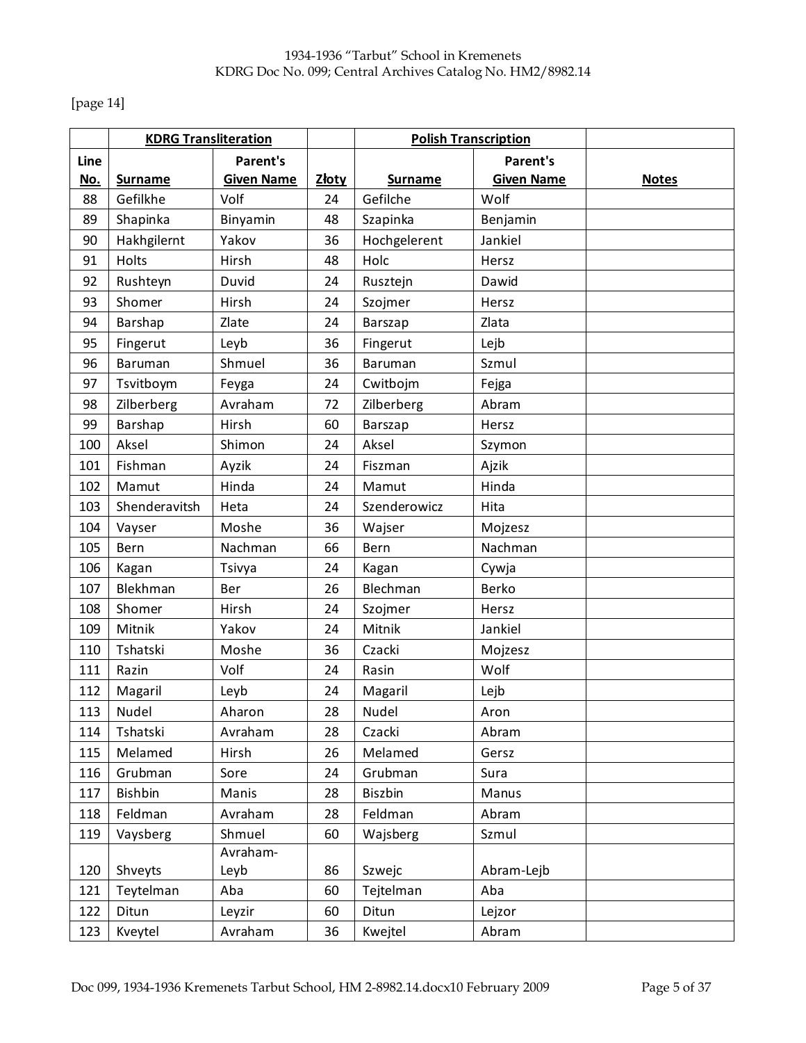[page 14]

| | KDRG Transliteration | | | Polish Transcription | | |
|---|---|---|---|---|---|---|
| Line No. | Surname | Parent's Given Name | Złoty | Surname | Parent's Given Name | Notes |
| 88 | Gefilkhe | Volf | 24 | Gefilche | Wolf | |
| 89 | Shapinka | Binyamin | 48 | Szapinka | Benjamin | |
| 90 | Hakhgilernt | Yakov | 36 | Hochgelerent | Jankiel | |
| 91 | Holts | Hirsh | 48 | Holc | Hersz | |
| 92 | Rushteyn | Duvid | 24 | Rusztejn | Dawid | |
| 93 | Shomer | Hirsh | 24 | Szojmer | Hersz | |
| 94 | Barshap | Zlate | 24 | Barszap | Zlata | |
| 95 | Fingerut | Leyb | 36 | Fingerut | Lejb | |
| 96 | Baruman | Shmuel | 36 | Baruman | Szmul | |
| 97 | Tsvitboym | Feyga | 24 | Cwitbojm | Fejga | |
| 98 | Zilberberg | Avraham | 72 | Zilberberg | Abram | |
| 99 | Barshap | Hirsh | 60 | Barszap | Hersz | |
| 100 | Aksel | Shimon | 24 | Aksel | Szymon | |
| 101 | Fishman | Ayzik | 24 | Fiszman | Ajzik | |
| 102 | Mamut | Hinda | 24 | Mamut | Hinda | |
| 103 | Shenderavitsh | Heta | 24 | Szenderowicz | Hita | |
| 104 | Vayser | Moshe | 36 | Wajser | Mojzesz | |
| 105 | Bern | Nachman | 66 | Bern | Nachman | |
| 106 | Kagan | Tsivya | 24 | Kagan | Cywja | |
| 107 | Blekhman | Ber | 26 | Blechman | Berko | |
| 108 | Shomer | Hirsh | 24 | Szojmer | Hersz | |
| 109 | Mitnik | Yakov | 24 | Mitnik | Jankiel | |
| 110 | Tshatski | Moshe | 36 | Czacki | Mojzesz | |
| 111 | Razin | Volf | 24 | Rasin | Wolf | |
| 112 | Magaril | Leyb | 24 | Magaril | Lejb | |
| 113 | Nudel | Aharon | 28 | Nudel | Aron | |
| 114 | Tshatski | Avraham | 28 | Czacki | Abram | |
| 115 | Melamed | Hirsh | 26 | Melamed | Gersz | |
| 116 | Grubman | Sore | 24 | Grubman | Sura | |
| 117 | Bishbin | Manis | 28 | Biszbin | Manus | |
| 118 | Feldman | Avraham | 28 | Feldman | Abram | |
| 119 | Vaysberg | Shmuel | 60 | Wajsberg | Szmul | |
| 120 | Shveyts | Avraham-Leyb | 86 | Szwejc | Abram-Lejb | |
| 121 | Teytelman | Aba | 60 | Tejtelman | Aba | |
| 122 | Ditun | Leyzir | 60 | Ditun | Lejzor | |
| 123 | Kveytel | Avraham | 36 | Kwejtel | Abram | |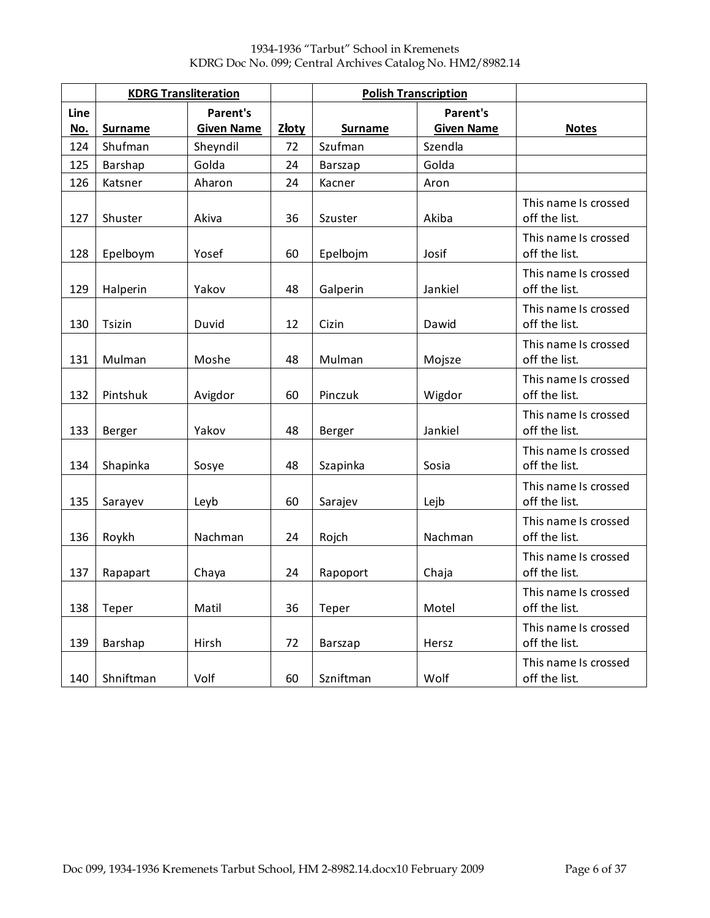| | KDRG Transliteration | | | Polish Transcription | | |
|---|---|---|---|---|---|---|
| Line No. | Surname | Parent's Given Name | Złoty | Surname | Parent's Given Name | Notes |
| 124 | Shufman | Sheyndil | 72 | Szufman | Szendla | |
| 125 | Barshap | Golda | 24 | Barszap | Golda | |
| 126 | Katsner | Aharon | 24 | Kacner | Aron | |
| 127 | Shuster | Akiva | 36 | Szuster | Akiba | This name Is crossed off the list. |
| 128 | Epelboym | Yosef | 60 | Epelbojm | Josif | This name Is crossed off the list. |
| 129 | Halperin | Yakov | 48 | Galperin | Jankiel | This name Is crossed off the list. |
| 130 | Tsizin | Duvid | 12 | Cizin | Dawid | This name Is crossed off the list. |
| 131 | Mulman | Moshe | 48 | Mulman | Mojsze | This name Is crossed off the list. |
| 132 | Pintshuk | Avigdor | 60 | Pinczuk | Wigdor | This name Is crossed off the list. |
| 133 | Berger | Yakov | 48 | Berger | Jankiel | This name Is crossed off the list. |
| 134 | Shapinka | Sosye | 48 | Szapinka | Sosia | This name Is crossed off the list. |
| 135 | Sarayev | Leyb | 60 | Sarajev | Lejb | This name Is crossed off the list. |
| 136 | Roykh | Nachman | 24 | Rojch | Nachman | This name Is crossed off the list. |
| 137 | Rapapart | Chaya | 24 | Rapoport | Chaja | This name Is crossed off the list. |
| 138 | Teper | Matil | 36 | Teper | Motel | This name Is crossed off the list. |
| 139 | Barshap | Hirsh | 72 | Barszap | Hersz | This name Is crossed off the list. |
| 140 | Shniftman | Volf | 60 | Szniftman | Wolf | This name Is crossed off the list. |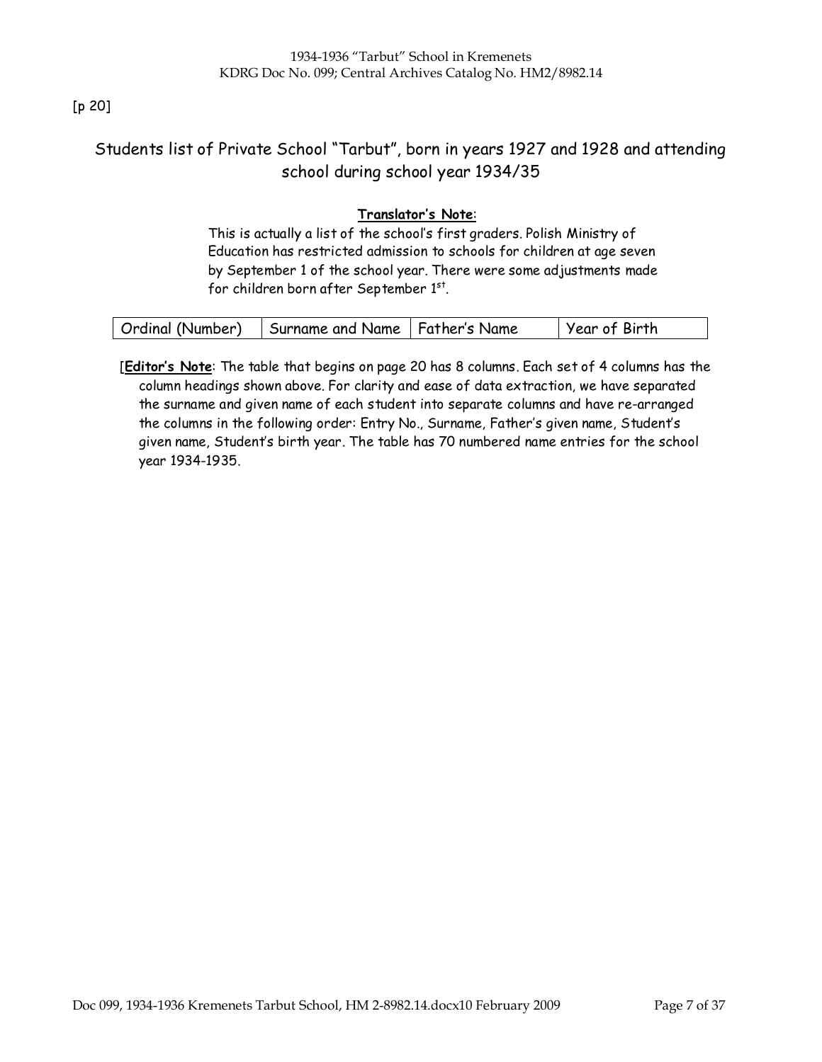[p 20]

## Students list of Private School "Tarbut", born in years 1927 and 1928 and attending school during school year 1934/35

**Translator's Note**:

This is actually a list of the school's first graders. Polish Ministry of Education has restricted admission to schools for children at age seven by September 1 of the school year. There were some adjustments made for children born after September 1st.

| Ordinal (Number) | Surname and Name | Father's Name | Year of Birth |
|---|---|---|---|

[**Editor's Note**: The table that begins on page 20 has 8 columns. Each set of 4 columns has the column headings shown above. For clarity and ease of data extraction, we have separated the surname and given name of each student into separate columns and have re-arranged the columns in the following order: Entry No., Surname, Father's given name, Student's given name, Student's birth year. The table has 70 numbered name entries for the school year 1934-1935.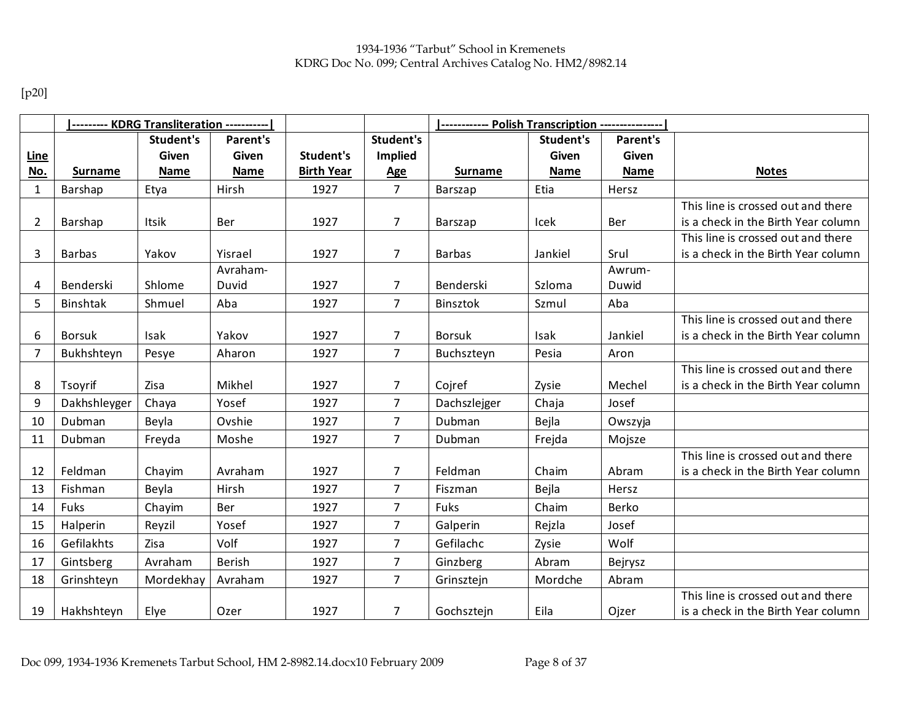[p20]

| | \|--------- KDRG Transliteration -----------\| | | | | | \|------------ Polish Transcription ----------------\| | | |
|---|---|---|---|---|---|---|---|---|---|
| **Line No.** | **Surname** | **Student's Given Name** | **Parent's Given Name** | **Student's Birth Year** | **Student's Implied Age** | **Surname** | **Student's Given Name** | **Parent's Given Name** | **Notes** |
| 1 | Barshap | Etya | Hirsh | 1927 | 7 | Barszap | Etia | Hersz | |
| 2 | Barshap | Itsik | Ber | 1927 | 7 | Barszap | Icek | Ber | This line is crossed out and there is a check in the Birth Year column |
| 3 | Barbas | Yakov | Yisrael | 1927 | 7 | Barbas | Jankiel | Srul | This line is crossed out and there is a check in the Birth Year column |
| 4 | Benderski | Shlome | Avraham-Duvid | 1927 | 7 | Benderski | Szloma | Awrum-Duwid | |
| 5 | Binshtak | Shmuel | Aba | 1927 | 7 | Binsztok | Szmul | Aba | |
| 6 | Borsuk | Isak | Yakov | 1927 | 7 | Borsuk | Isak | Jankiel | This line is crossed out and there is a check in the Birth Year column |
| 7 | Bukhshteyn | Pesye | Aharon | 1927 | 7 | Buchszteyn | Pesia | Aron | |
| 8 | Tsoyrif | Zisa | Mikhel | 1927 | 7 | Cojref | Zysie | Mechel | This line is crossed out and there is a check in the Birth Year column |
| 9 | Dakhshleyger | Chaya | Yosef | 1927 | 7 | Dachszlejger | Chaja | Josef | |
| 10 | Dubman | Beyla | Ovshie | 1927 | 7 | Dubman | Bejla | Owszyja | |
| 11 | Dubman | Freyda | Moshe | 1927 | 7 | Dubman | Frejda | Mojsze | |
| 12 | Feldman | Chayim | Avraham | 1927 | 7 | Feldman | Chaim | Abram | This line is crossed out and there is a check in the Birth Year column |
| 13 | Fishman | Beyla | Hirsh | 1927 | 7 | Fiszman | Bejla | Hersz | |
| 14 | Fuks | Chayim | Ber | 1927 | 7 | Fuks | Chaim | Berko | |
| 15 | Halperin | Reyzil | Yosef | 1927 | 7 | Galperin | Rejzla | Josef | |
| 16 | Gefilakhts | Zisa | Volf | 1927 | 7 | Gefilachc | Zysie | Wolf | |
| 17 | Gintsberg | Avraham | Berish | 1927 | 7 | Ginzberg | Abram | Bejrysz | |
| 18 | Grinshteyn | Mordekhay | Avraham | 1927 | 7 | Grinsztejn | Mordche | Abram | |
| 19 | Hakhshteyn | Elye | Ozer | 1927 | 7 | Gochsztejn | Eila | Ojzer | This line is crossed out and there is a check in the Birth Year column |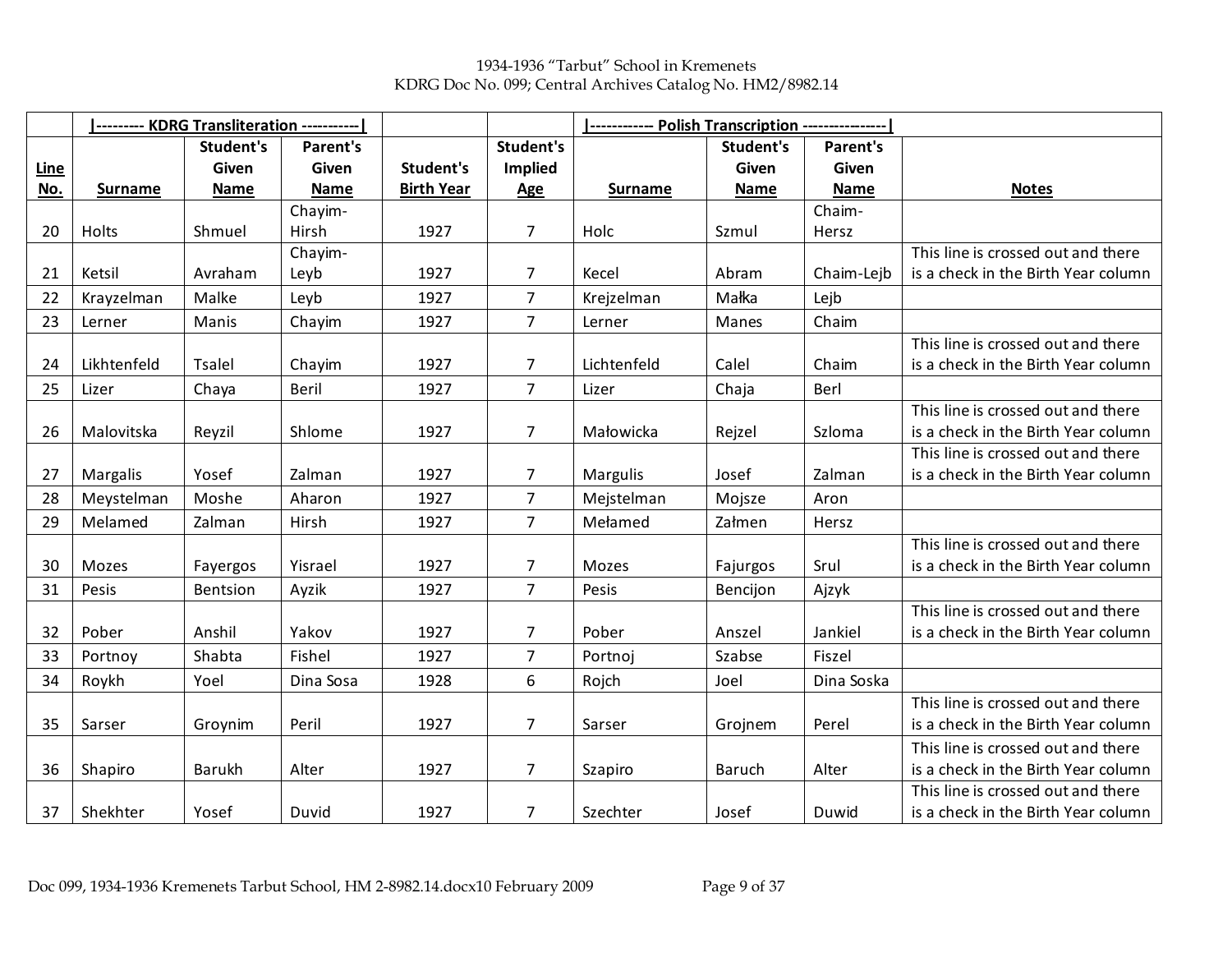1934-1936 "Tarbut" School in Kremenets
KDRG Doc No. 099; Central Archives Catalog No. HM2/8982.14

| | \|--------- KDRG Transliteration -----------\| | | | | | \|----------- Polish Transcription ----------------\| | | |
|---|---|---|---|---|---|---|---|---|---|
| Line No. | Surname | Student's Given Name | Parent's Given Name | Student's Birth Year | Student's Implied Age | Surname | Student's Given Name | Parent's Given Name | Notes |
| 20 | Holts | Shmuel | Chayim-Hirsh | 1927 | 7 | Holc | Szmul | Chaim-Hersz | |
| 21 | Ketsil | Avraham | Chayim-Leyb | 1927 | 7 | Kecel | Abram | Chaim-Lejb | This line is crossed out and there is a check in the Birth Year column |
| 22 | Krayzelman | Malke | Leyb | 1927 | 7 | Krejzelman | Małka | Lejb | |
| 23 | Lerner | Manis | Chayim | 1927 | 7 | Lerner | Manes | Chaim | |
| 24 | Likhtenfeld | Tsalel | Chayim | 1927 | 7 | Lichtenfeld | Calel | Chaim | This line is crossed out and there is a check in the Birth Year column |
| 25 | Lizer | Chaya | Beril | 1927 | 7 | Lizer | Chaja | Berl | |
| 26 | Malovitska | Reyzil | Shlome | 1927 | 7 | Małowicka | Rejzel | Szloma | This line is crossed out and there is a check in the Birth Year column |
| 27 | Margalis | Yosef | Zalman | 1927 | 7 | Margulis | Josef | Zalman | This line is crossed out and there is a check in the Birth Year column |
| 28 | Meystelman | Moshe | Aharon | 1927 | 7 | Mejstelman | Mojsze | Aron | |
| 29 | Melamed | Zalman | Hirsh | 1927 | 7 | Mełamed | Załmen | Hersz | |
| 30 | Mozes | Fayergos | Yisrael | 1927 | 7 | Mozes | Fajurgos | Srul | This line is crossed out and there is a check in the Birth Year column |
| 31 | Pesis | Bentsion | Ayzik | 1927 | 7 | Pesis | Bencijon | Ajzyk | |
| 32 | Pober | Anshil | Yakov | 1927 | 7 | Pober | Anszel | Jankiel | This line is crossed out and there is a check in the Birth Year column |
| 33 | Portnoy | Shabta | Fishel | 1927 | 7 | Portnoj | Szabse | Fiszel | |
| 34 | Roykh | Yoel | Dina Sosa | 1928 | 6 | Rojch | Joel | Dina Soska | |
| 35 | Sarser | Groynim | Peril | 1927 | 7 | Sarser | Grojnem | Perel | This line is crossed out and there is a check in the Birth Year column |
| 36 | Shapiro | Barukh | Alter | 1927 | 7 | Szapiro | Baruch | Alter | This line is crossed out and there is a check in the Birth Year column |
| 37 | Shekhter | Yosef | Duvid | 1927 | 7 | Szechter | Josef | Duwid | This line is crossed out and there is a check in the Birth Year column |

Doc 099, 1934-1936 Kremenets Tarbut School, HM 2-8982.14.docx10 February 2009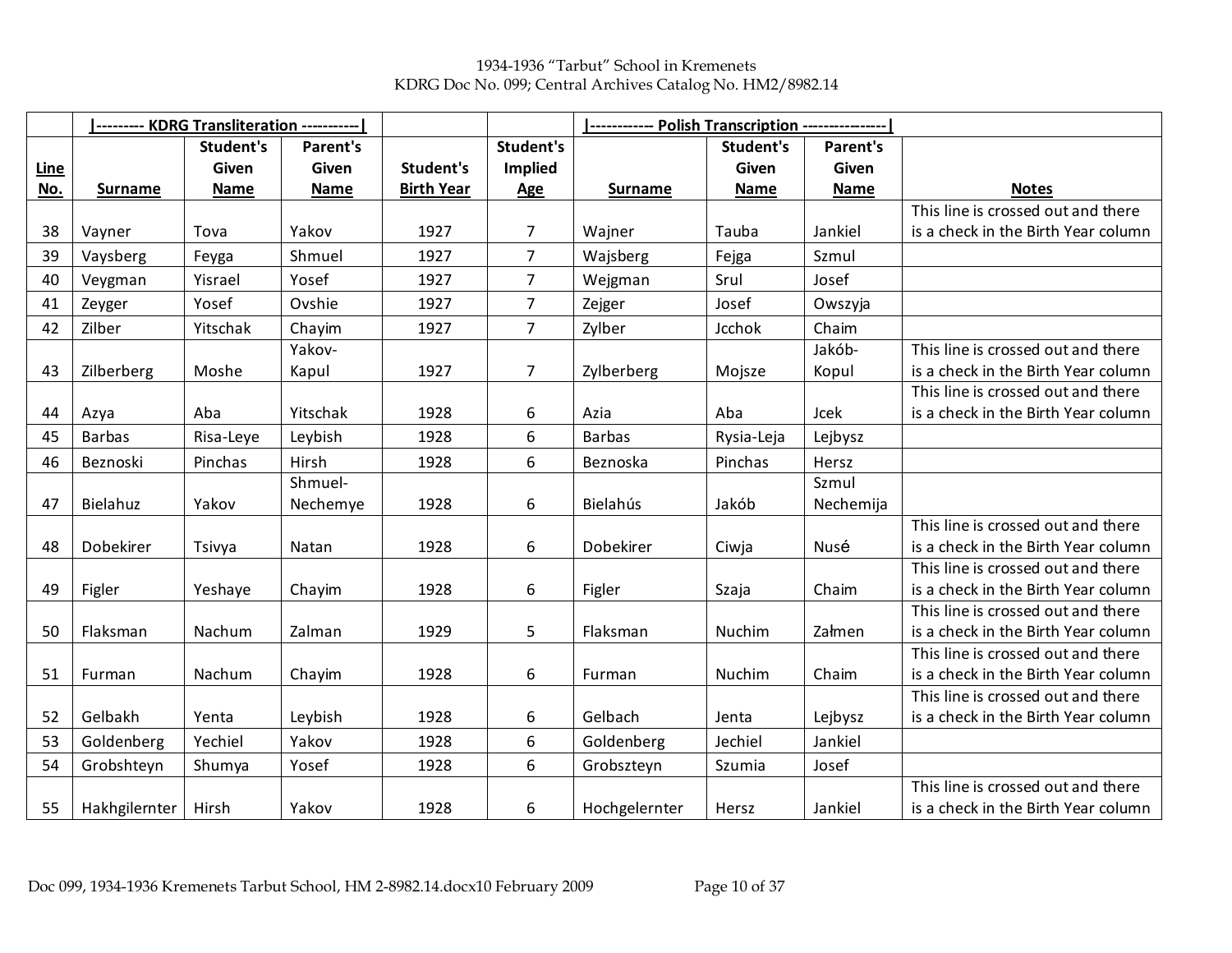1934-1936 "Tarbut" School in Kremenets
KDRG Doc No. 099; Central Archives Catalog No. HM2/8982.14

| | \|--------- KDRG Transliteration -----------\| | | | | | \|------------ Polish Transcription ----------------\| | | |
|---|---|---|---|---|---|---|---|---|---|
| **Line No.** | **Surname** | **Student's Given Name** | **Parent's Given Name** | **Student's Birth Year** | **Student's Implied Age** | **Surname** | **Student's Given Name** | **Parent's Given Name** | **Notes** |
| 38 | Vayner | Tova | Yakov | 1927 | 7 | Wajner | Tauba | Jankiel | This line is crossed out and there is a check in the Birth Year column |
| 39 | Vaysberg | Feyga | Shmuel | 1927 | 7 | Wajsberg | Fejga | Szmul | |
| 40 | Veygman | Yisrael | Yosef | 1927 | 7 | Wejgman | Srul | Josef | |
| 41 | Zeyger | Yosef | Ovshie | 1927 | 7 | Zejger | Josef | Owszyja | |
| 42 | Zilber | Yitschak | Chayim | 1927 | 7 | Zylber | Jcchok | Chaim | |
| 43 | Zilberberg | Moshe | Yakov-Kapul | 1927 | 7 | Zylberberg | Mojsze | Jakób-Kopul | This line is crossed out and there is a check in the Birth Year column |
| 44 | Azya | Aba | Yitschak | 1928 | 6 | Azia | Aba | Jcek | This line is crossed out and there is a check in the Birth Year column |
| 45 | Barbas | Risa-Leye | Leybish | 1928 | 6 | Barbas | Rysia-Leja | Lejbysz | |
| 46 | Beznoski | Pinchas | Hirsh | 1928 | 6 | Beznoska | Pinchas | Hersz | |
| 47 | Bielahuz | Yakov | Shmuel-Nechemye | 1928 | 6 | Bielahús | Jakób | Szmul Nechemija | |
| 48 | Dobekirer | Tsivya | Natan | 1928 | 6 | Dobekirer | Ciwja | Nusé | This line is crossed out and there is a check in the Birth Year column |
| 49 | Figler | Yeshaye | Chayim | 1928 | 6 | Figler | Szaja | Chaim | This line is crossed out and there is a check in the Birth Year column |
| 50 | Flaksman | Nachum | Zalman | 1929 | 5 | Flaksman | Nuchim | Załmen | This line is crossed out and there is a check in the Birth Year column |
| 51 | Furman | Nachum | Chayim | 1928 | 6 | Furman | Nuchim | Chaim | This line is crossed out and there is a check in the Birth Year column |
| 52 | Gelbakh | Yenta | Leybish | 1928 | 6 | Gelbach | Jenta | Lejbysz | This line is crossed out and there is a check in the Birth Year column |
| 53 | Goldenberg | Yechiel | Yakov | 1928 | 6 | Goldenberg | Jechiel | Jankiel | |
| 54 | Grobshteyn | Shumya | Yosef | 1928 | 6 | Grobszteyn | Szumia | Josef | |
| 55 | Hakhgilernter | Hirsh | Yakov | 1928 | 6 | Hochgelernter | Hersz | Jankiel | This line is crossed out and there is a check in the Birth Year column |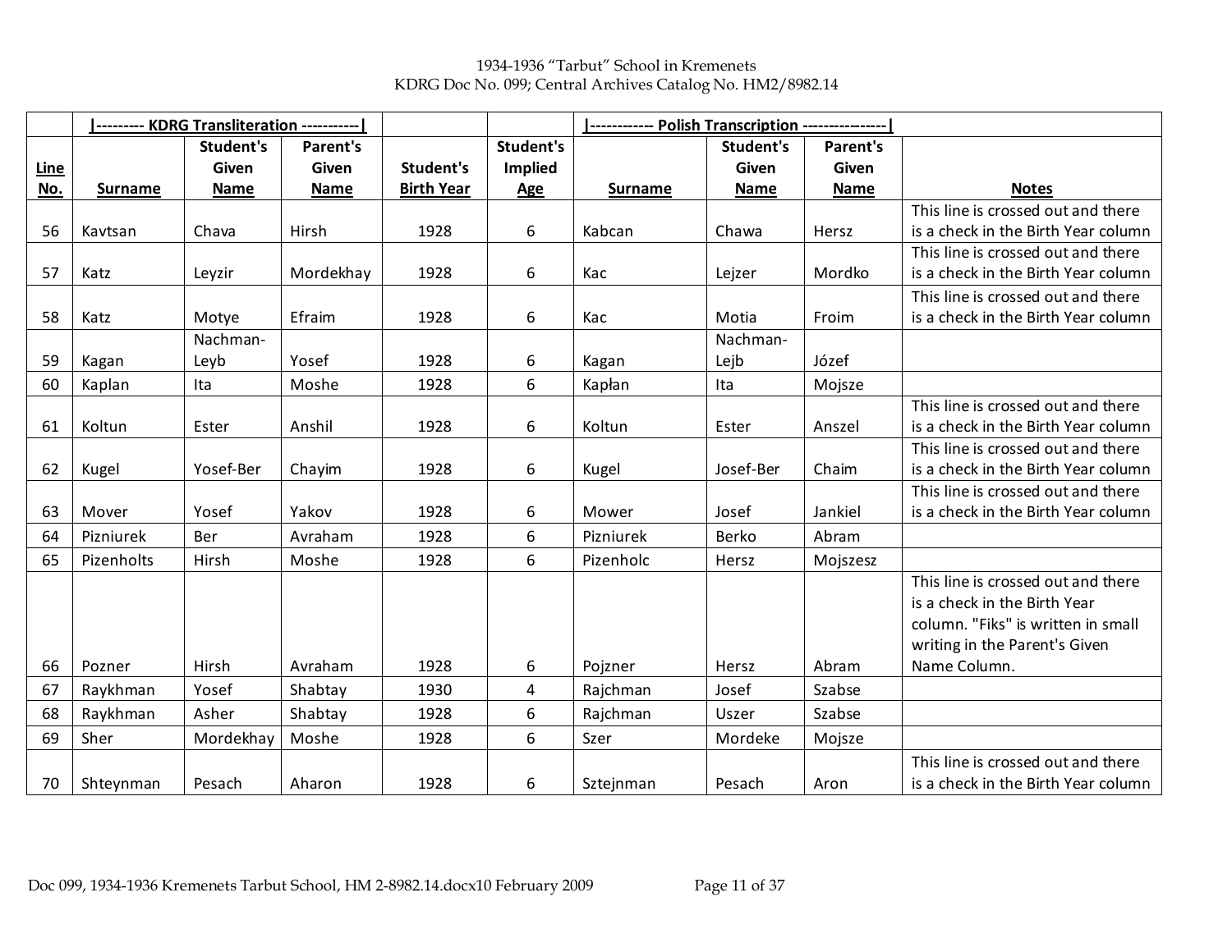1934-1936 "Tarbut" School in Kremenets
KDRG Doc No. 099; Central Archives Catalog No. HM2/8982.14

| | KDRG Transliteration | | | | | Polish Transcription | | | |
|---|---|---|---|---|---|---|---|---|---|
| **Line No.** | **Surname** | **Student's Given Name** | **Parent's Given Name** | **Student's Birth Year** | **Student's Implied Age** | **Surname** | **Student's Given Name** | **Parent's Given Name** | **Notes** |
| 56 | Kavtsan | Chava | Hirsh | 1928 | 6 | Kabcan | Chawa | Hersz | This line is crossed out and there is a check in the Birth Year column |
| 57 | Katz | Leyzir | Mordekhay | 1928 | 6 | Kac | Lejzer | Mordko | This line is crossed out and there is a check in the Birth Year column |
| 58 | Katz | Motye | Efraim | 1928 | 6 | Kac | Motia | Froim | This line is crossed out and there is a check in the Birth Year column |
| 59 | Kagan | Nachman-Leyb | Yosef | 1928 | 6 | Kagan | Nachman-Lejb | Józef | |
| 60 | Kaplan | Ita | Moshe | 1928 | 6 | Kapłan | Ita | Mojsze | |
| 61 | Koltun | Ester | Anshil | 1928 | 6 | Koltun | Ester | Anszel | This line is crossed out and there is a check in the Birth Year column |
| 62 | Kugel | Yosef-Ber | Chayim | 1928 | 6 | Kugel | Josef-Ber | Chaim | This line is crossed out and there is a check in the Birth Year column |
| 63 | Mover | Yosef | Yakov | 1928 | 6 | Mower | Josef | Jankiel | This line is crossed out and there is a check in the Birth Year column |
| 64 | Pizniurek | Ber | Avraham | 1928 | 6 | Pizniurek | Berko | Abram | |
| 65 | Pizenholts | Hirsh | Moshe | 1928 | 6 | Pizenholc | Hersz | Mojszesz | |
| 66 | Pozner | Hirsh | Avraham | 1928 | 6 | Pojzner | Hersz | Abram | This line is crossed out and there is a check in the Birth Year column. "Fiks" is written in small writing in the Parent's Given Name Column. |
| 67 | Raykhman | Yosef | Shabtay | 1930 | 4 | Rajchman | Josef | Szabse | |
| 68 | Raykhman | Asher | Shabtay | 1928 | 6 | Rajchman | Uszer | Szabse | |
| 69 | Sher | Mordekhay | Moshe | 1928 | 6 | Szer | Mordeke | Mojsze | |
| 70 | Shteynman | Pesach | Aharon | 1928 | 6 | Sztejnman | Pesach | Aron | This line is crossed out and there is a check in the Birth Year column |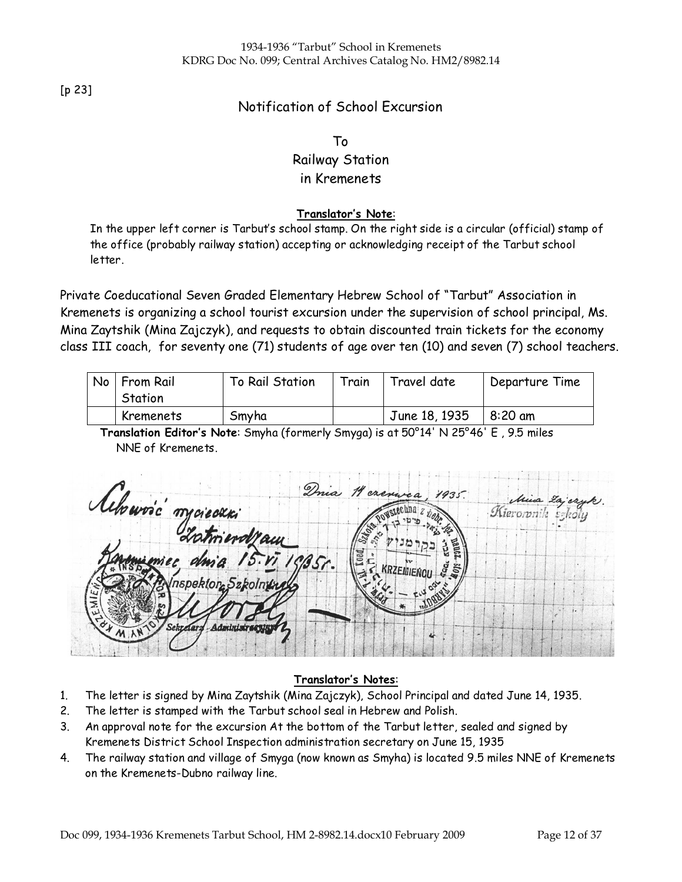[p 23]

## Notification of School Excursion

To
Railway Station
in Kremenets

**Translator's Note**:

In the upper left corner is Tarbut's school stamp. On the right side is a circular (official) stamp of the office (probably railway station) accepting or acknowledging receipt of the Tarbut school letter.

Private Coeducational Seven Graded Elementary Hebrew School of "Tarbut" Association in Kremenets is organizing a school tourist excursion under the supervision of school principal, Ms. Mina Zaytshik (Mina Zajczyk), and requests to obtain discounted train tickets for the economy class III coach, for seventy one (71) students of age over ten (10) and seven (7) school teachers.

| No | From Rail Station | To Rail Station | Train | Travel date | Departure Time |
|---|---|---|---|---|---|
| | Kremenets | Smyha | | June 18, 1935 | 8:20 am |

**Translation Editor's Note**: Smyha (formerly Smyga) is at 50°14' N 25°46' E , 9.5 miles NNE of Kremenets.

**Translator's Notes**:

1. The letter is signed by Mina Zaytshik (Mina Zajczyk), School Principal and dated June 14, 1935.
2. The letter is stamped with the Tarbut school seal in Hebrew and Polish.
3. An approval note for the excursion At the bottom of the Tarbut letter, sealed and signed by Kremenets District School Inspection administration secretary on June 15, 1935
4. The railway station and village of Smyga (now known as Smyha) is located 9.5 miles NNE of Kremenets on the Kremenets-Dubno railway line.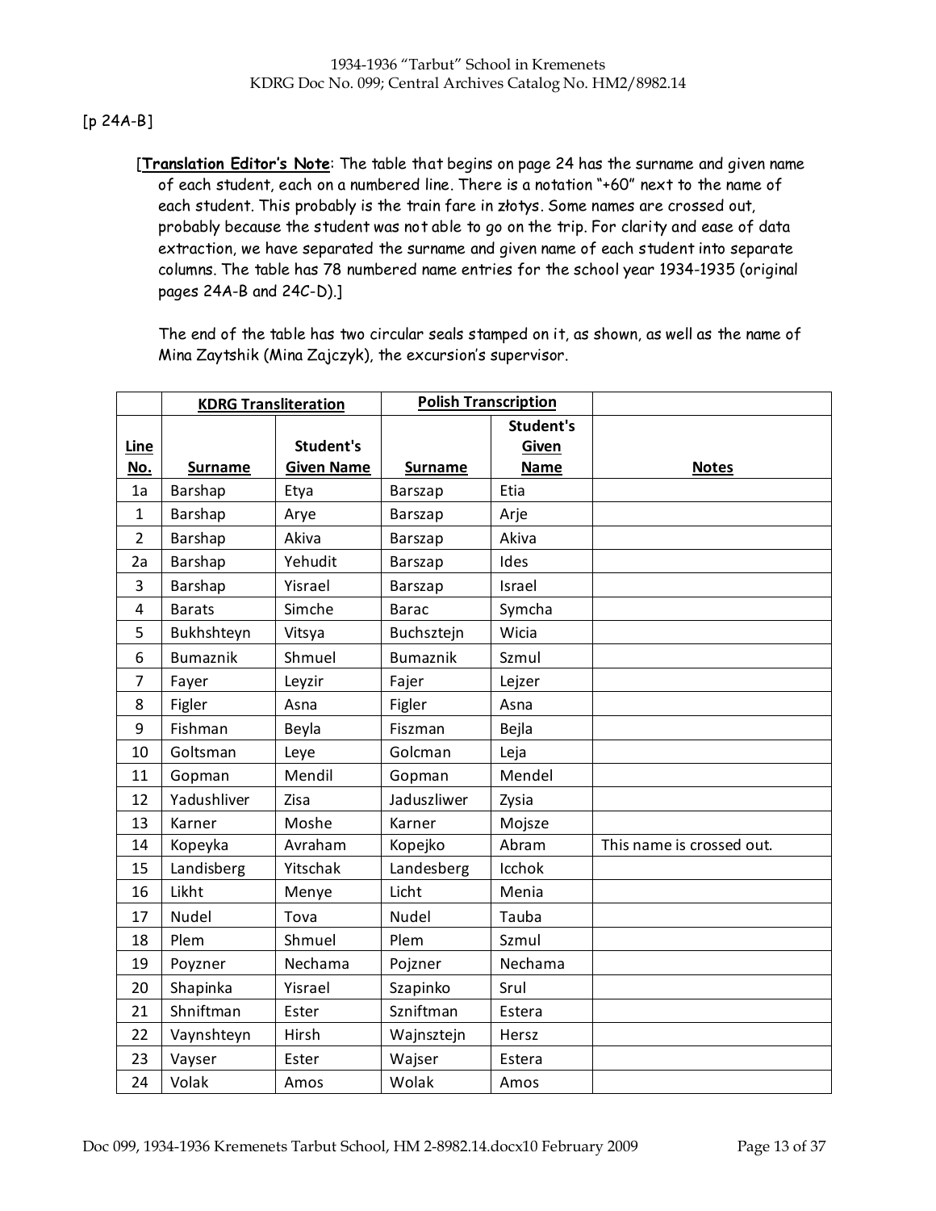[p 24A-B]

[**Translation Editor's Note**: The table that begins on page 24 has the surname and given name of each student, each on a numbered line. There is a notation "+60" next to the name of each student. This probably is the train fare in złotys. Some names are crossed out, probably because the student was not able to go on the trip. For clarity and ease of data extraction, we have separated the surname and given name of each student into separate columns. The table has 78 numbered name entries for the school year 1934-1935 (original pages 24A-B and 24C-D).]

The end of the table has two circular seals stamped on it, as shown, as well as the name of Mina Zaytshik (Mina Zajczyk), the excursion's supervisor.

| | **KDRG Transliteration** | | **Polish Transcription** | | |
|---|---|---|---|---|---|
| **Line No.** | **Surname** | **Student's Given Name** | **Surname** | **Student's Given Name** | **Notes** |
| 1a | Barshap | Etya | Barszap | Etia | |
| 1 | Barshap | Arye | Barszap | Arje | |
| 2 | Barshap | Akiva | Barszap | Akiva | |
| 2a | Barshap | Yehudit | Barszap | Ides | |
| 3 | Barshap | Yisrael | Barszap | Israel | |
| 4 | Barats | Simche | Barac | Symcha | |
| 5 | Bukhshteyn | Vitsya | Buchsztejn | Wicia | |
| 6 | Bumaznik | Shmuel | Bumaznik | Szmul | |
| 7 | Fayer | Leyzir | Fajer | Lejzer | |
| 8 | Figler | Asna | Figler | Asna | |
| 9 | Fishman | Beyla | Fiszman | Bejla | |
| 10 | Goltsman | Leye | Golcman | Leja | |
| 11 | Gopman | Mendil | Gopman | Mendel | |
| 12 | Yadushliver | Zisa | Jaduszliwer | Zysia | |
| 13 | Karner | Moshe | Karner | Mojsze | |
| 14 | Kopeyka | Avraham | Kopejko | Abram | This name is crossed out. |
| 15 | Landisberg | Yitschak | Landesberg | Icchok | |
| 16 | Likht | Menye | Licht | Menia | |
| 17 | Nudel | Tova | Nudel | Tauba | |
| 18 | Plem | Shmuel | Plem | Szmul | |
| 19 | Poyzner | Nechama | Pojzner | Nechama | |
| 20 | Shapinka | Yisrael | Szapinko | Srul | |
| 21 | Shniftman | Ester | Szniftman | Estera | |
| 22 | Vaynshteyn | Hirsh | Wajnsztejn | Hersz | |
| 23 | Vayser | Ester | Wajser | Estera | |
| 24 | Volak | Amos | Wolak | Amos | |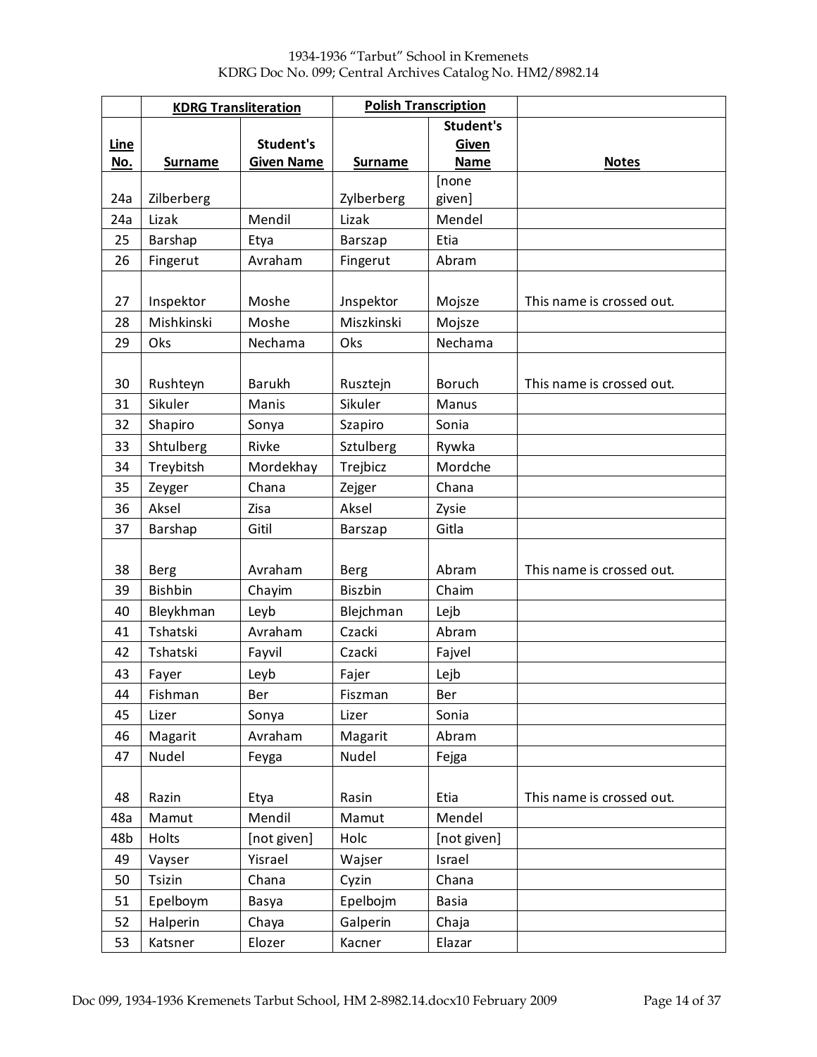| | KDRG Transliteration | | Polish Transcription | | |
|---|---|---|---|---|---|
| Line No. | Surname | Student's Given Name | Surname | Student's Given Name | Notes |
| 24a | Zilberberg | | Zylberberg | [none given] | |
| 24a | Lizak | Mendil | Lizak | Mendel | |
| 25 | Barshap | Etya | Barszap | Etia | |
| 26 | Fingerut | Avraham | Fingerut | Abram | |
| 27 | Inspektor | Moshe | Jnspektor | Mojsze | This name is crossed out. |
| 28 | Mishkinski | Moshe | Miszkinski | Mojsze | |
| 29 | Oks | Nechama | Oks | Nechama | |
| 30 | Rushteyn | Barukh | Rusztejn | Boruch | This name is crossed out. |
| 31 | Sikuler | Manis | Sikuler | Manus | |
| 32 | Shapiro | Sonya | Szapiro | Sonia | |
| 33 | Shtulberg | Rivke | Sztulberg | Rywka | |
| 34 | Treybitsh | Mordekhay | Trejbicz | Mordche | |
| 35 | Zeyger | Chana | Zejger | Chana | |
| 36 | Aksel | Zisa | Aksel | Zysie | |
| 37 | Barshap | Gitil | Barszap | Gitla | |
| 38 | Berg | Avraham | Berg | Abram | This name is crossed out. |
| 39 | Bishbin | Chayim | Biszbin | Chaim | |
| 40 | Bleykhman | Leyb | Blejchman | Lejb | |
| 41 | Tshatski | Avraham | Czacki | Abram | |
| 42 | Tshatski | Fayvil | Czacki | Fajvel | |
| 43 | Fayer | Leyb | Fajer | Lejb | |
| 44 | Fishman | Ber | Fiszman | Ber | |
| 45 | Lizer | Sonya | Lizer | Sonia | |
| 46 | Magarit | Avraham | Magarit | Abram | |
| 47 | Nudel | Feyga | Nudel | Fejga | |
| 48 | Razin | Etya | Rasin | Etia | This name is crossed out. |
| 48a | Mamut | Mendil | Mamut | Mendel | |
| 48b | Holts | [not given] | Holc | [not given] | |
| 49 | Vayser | Yisrael | Wajser | Israel | |
| 50 | Tsizin | Chana | Cyzin | Chana | |
| 51 | Epelboym | Basya | Epelbojm | Basia | |
| 52 | Halperin | Chaya | Galperin | Chaja | |
| 53 | Katsner | Elozer | Kacner | Elazar | |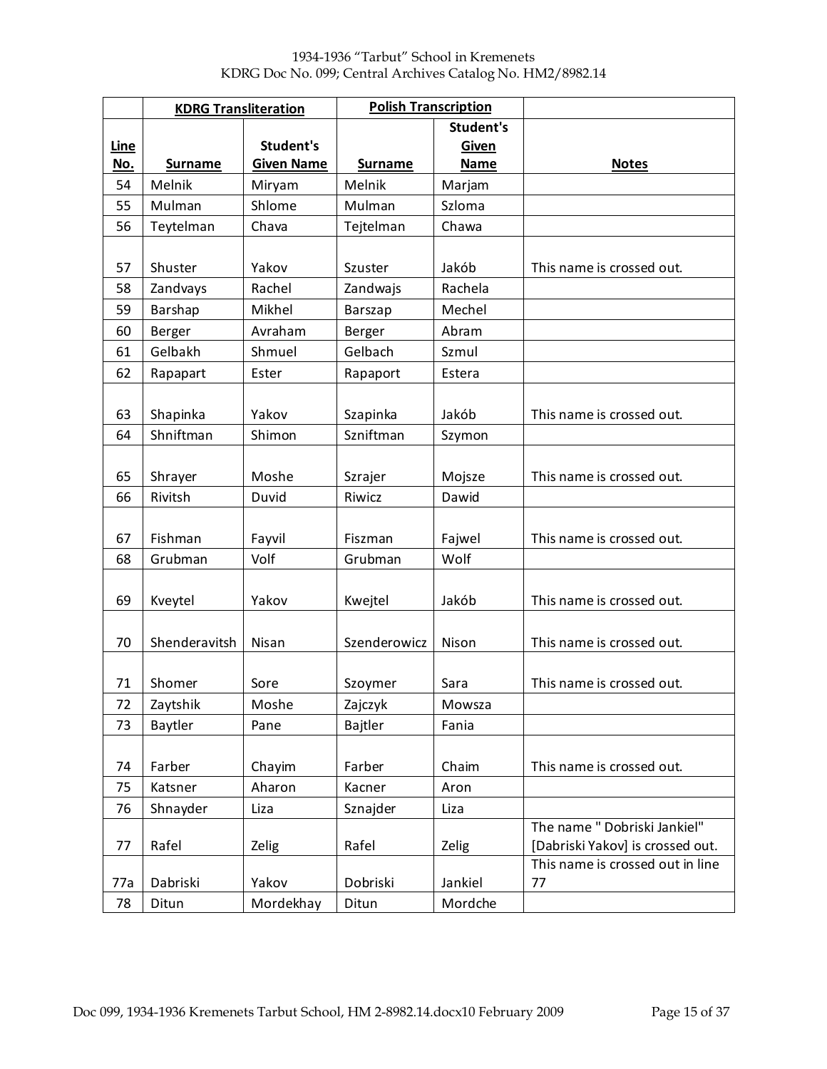| | KDRG Transliteration | | Polish Transcription | | |
|---|---|---|---|---|---|
| Line No. | Surname | Student's Given Name | Surname | Student's Given Name | Notes |
| 54 | Melnik | Miryam | Melnik | Marjam | |
| 55 | Mulman | Shlome | Mulman | Szloma | |
| 56 | Teytelman | Chava | Tejtelman | Chawa | |
| 57 | Shuster | Yakov | Szuster | Jakób | This name is crossed out. |
| 58 | Zandvays | Rachel | Zandwajs | Rachela | |
| 59 | Barshap | Mikhel | Barszap | Mechel | |
| 60 | Berger | Avraham | Berger | Abram | |
| 61 | Gelbakh | Shmuel | Gelbach | Szmul | |
| 62 | Rapapart | Ester | Rapaport | Estera | |
| 63 | Shapinka | Yakov | Szapinka | Jakób | This name is crossed out. |
| 64 | Shniftman | Shimon | Szniftman | Szymon | |
| 65 | Shrayer | Moshe | Szrajer | Mojsze | This name is crossed out. |
| 66 | Rivitsh | Duvid | Riwicz | Dawid | |
| 67 | Fishman | Fayvil | Fiszman | Fajwel | This name is crossed out. |
| 68 | Grubman | Volf | Grubman | Wolf | |
| 69 | Kveytel | Yakov | Kwejtel | Jakób | This name is crossed out. |
| 70 | Shenderavitsh | Nisan | Szenderowicz | Nison | This name is crossed out. |
| 71 | Shomer | Sore | Szoymer | Sara | This name is crossed out. |
| 72 | Zaytshik | Moshe | Zajczyk | Mowsza | |
| 73 | Baytler | Pane | Bajtler | Fania | |
| 74 | Farber | Chayim | Farber | Chaim | This name is crossed out. |
| 75 | Katsner | Aharon | Kacner | Aron | |
| 76 | Shnayder | Liza | Sznajder | Liza | |
| 77 | Rafel | Zelig | Rafel | Zelig | The name " Dobriski Jankiel" [Dabriski Yakov] is crossed out. |
| 77a | Dabriski | Yakov | Dobriski | Jankiel | This name is crossed out in line 77 |
| 78 | Ditun | Mordekhay | Ditun | Mordche | |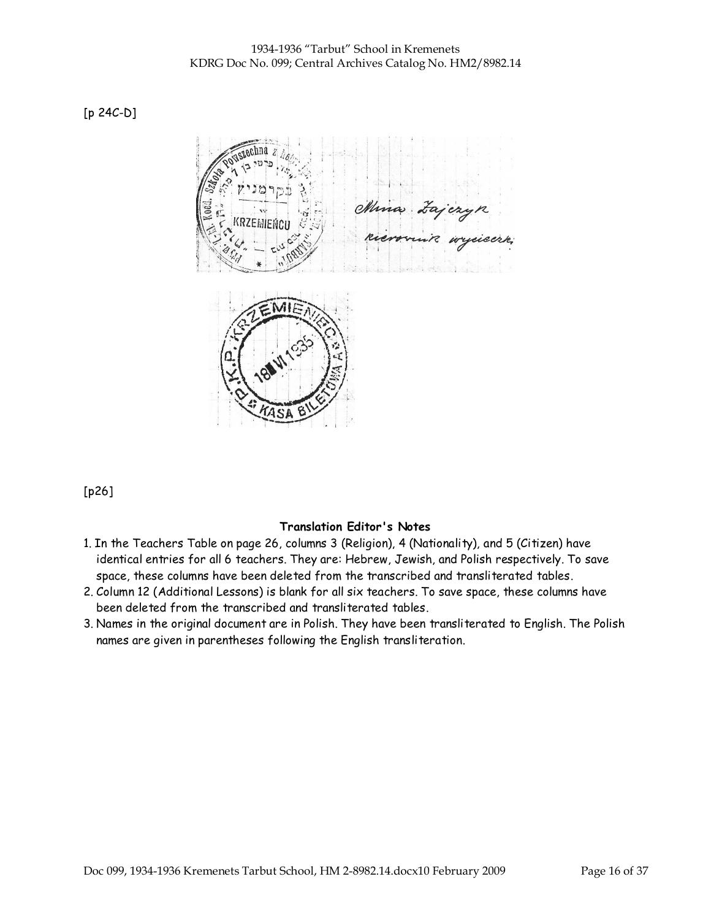[p 24C-D]

[p26]

**Translation Editor's Notes**

1. In the Teachers Table on page 26, columns 3 (Religion), 4 (Nationality), and 5 (Citizen) have identical entries for all 6 teachers. They are: Hebrew, Jewish, and Polish respectively. To save space, these columns have been deleted from the transcribed and transliterated tables.
2. Column 12 (Additional Lessons) is blank for all six teachers. To save space, these columns have been deleted from the transcribed and transliterated tables.
3. Names in the original document are in Polish. They have been transliterated to English. The Polish names are given in parentheses following the English transliteration.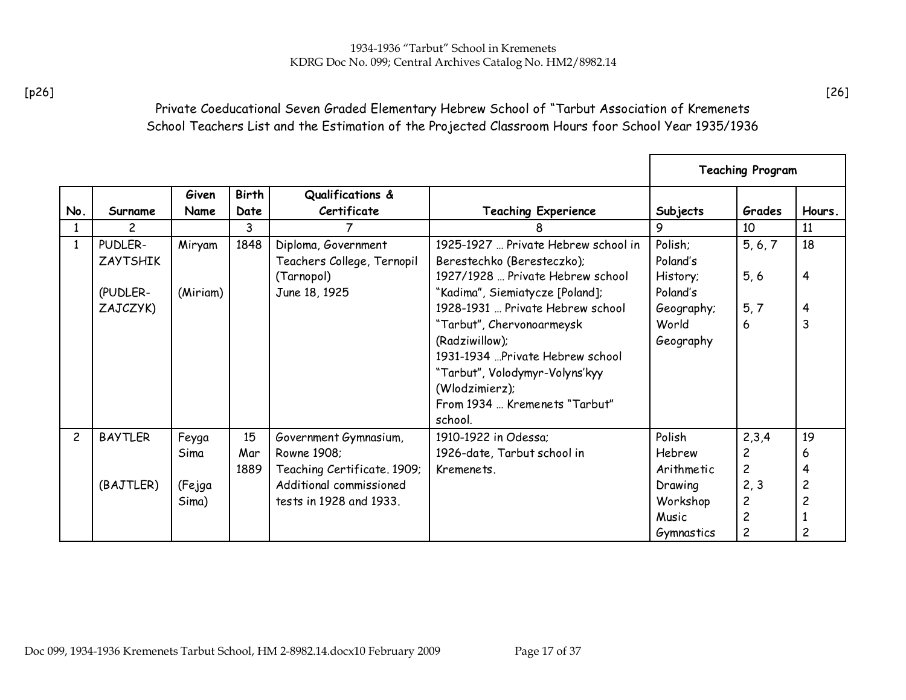[p26] [26]

## Private Coeducational Seven Graded Elementary Hebrew School of "Tarbut Association of Kremenets School Teachers List and the Estimation of the Projected Classroom Hours foor School Year 1935/1936

| | | | | | | Teaching Program | | |
|---|---|---|---|---|---|---|---|---|
| **No.** | **Surname** | **Given Name** | **Birth Date** | **Qualifications & Certificate** | **Teaching Experience** | **Subjects** | **Grades** | **Hours.** |
| 1 | 2 | | 3 | 7 | 8 | 9 | 10 | 11 |
| 1 | PUDLER-ZAYTSHIK<br><br>(PUDLER-ZAJCZYK) | Miryam<br><br>(Miriam) | 1848 | Diploma, Government Teachers College, Ternopil (Tarnopol)<br>June 18, 1925 | 1925-1927 … Private Hebrew school in Berestechko (Beresteczko);<br>1927/1928 … Private Hebrew school "Kadima", Siemiatycze [Poland];<br>1928-1931 … Private Hebrew school "Tarbut", Chervonoarmeysk (Radziwillow);<br>1931-1934 …Private Hebrew school "Tarbut", Volodymyr-Volyns'kyy (Wlodzimierz);<br>From 1934 … Kremenets "Tarbut" school. | Polish;<br>Poland's History;<br>Poland's Geography;<br>World Geography | 5, 6, 7<br><br>5, 6<br><br>5, 7<br>6 | 18<br><br>4<br><br>4<br>3 |
| 2 | BAYTLER<br><br>(BAJTLER) | Feyga Sima<br><br>(Fejga Sima) | 15 Mar 1889 | Government Gymnasium, Rowne 1908;<br>Teaching Certificate. 1909;<br>Additional commissioned tests in 1928 and 1933. | 1910-1922 in Odessa;<br>1926-date, Tarbut school in Kremenets. | Polish<br>Hebrew<br>Arithmetic<br>Drawing<br>Workshop<br>Music<br>Gymnastics | 2,3,4<br>2<br>2<br>2, 3<br>2<br>2<br>2 | 19<br>6<br>4<br>2<br>2<br>1<br>2 |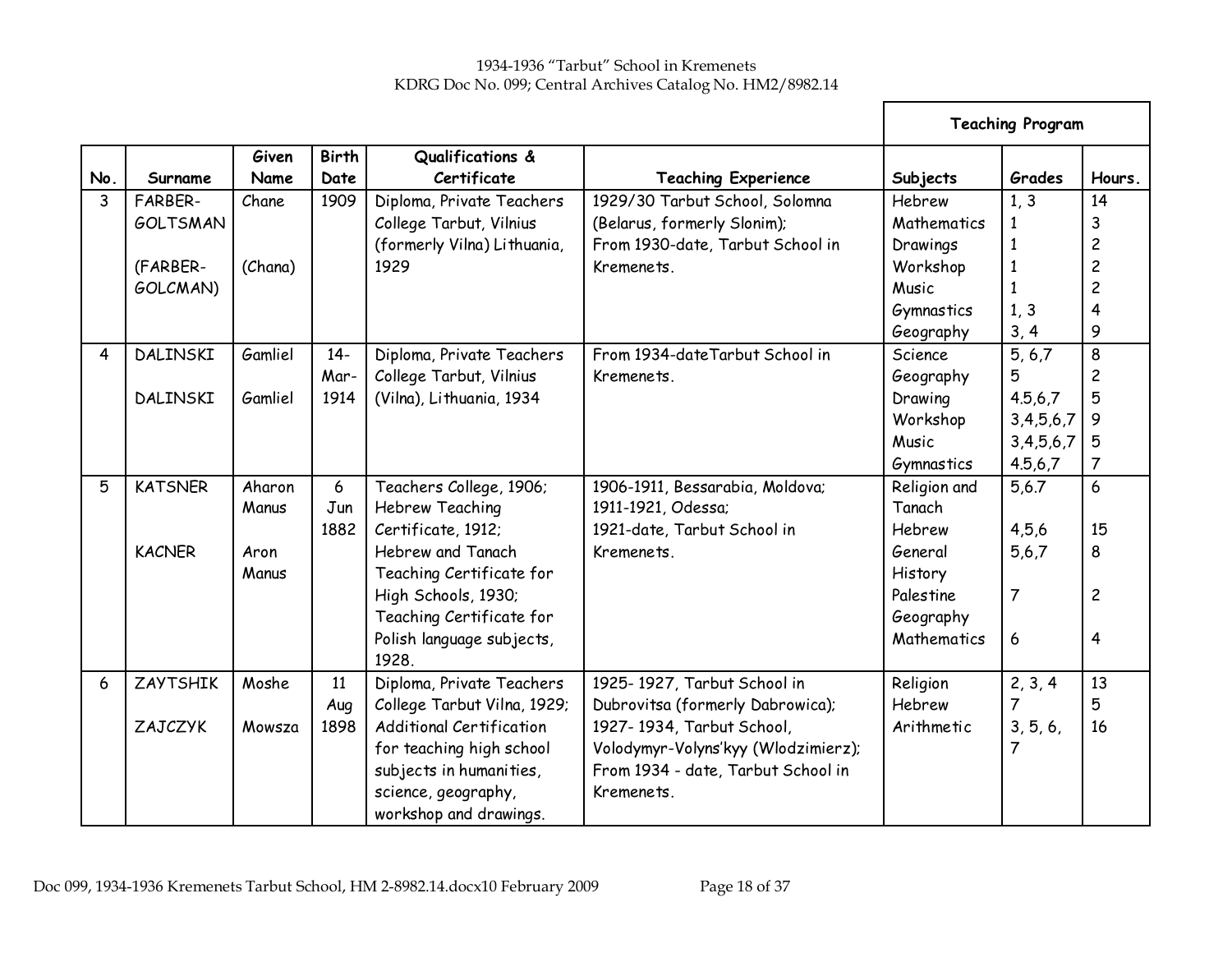1934-1936 "Tarbut" School in Kremenets
KDRG Doc No. 099; Central Archives Catalog No. HM2/8982.14

| No. | Surname | Given Name | Birth Date | Qualifications & Certificate | Teaching Experience | Teaching Program Subjects | Grades | Hours. |
|---|---|---|---|---|---|---|---|---|
| 3 | FARBER-GOLTSMAN<br><br>(FARBER-GOLCMAN) | Chane<br><br>(Chana) | 1909 | Diploma, Private Teachers College Tarbut, Vilnius (formerly Vilna) Lithuania, 1929 | 1929/30 Tarbut School, Solomna (Belarus, formerly Slonim);<br>From 1930-date, Tarbut School in Kremenets. | Hebrew<br>Mathematics<br>Drawings<br>Workshop<br>Music<br>Gymnastics<br>Geography | 1, 3<br>1<br>1<br>1<br>1<br>1, 3<br>3, 4 | 14<br>3<br>2<br>2<br>2<br>4<br>9 |
| 4 | DALINSKI<br><br>DALINSKI | Gamliel<br><br>Gamliel | 14-Mar-1914 | Diploma, Private Teachers College Tarbut, Vilnius (Vilna), Lithuania, 1934 | From 1934-dateTarbut School in Kremenets. | Science<br>Geography<br>Drawing<br>Workshop<br>Music<br>Gymnastics | 5, 6,7<br>5<br>4.5,6,7<br>3,4,5,6,7<br>3,4,5,6,7<br>4.5,6,7 | 8<br>2<br>5<br>9<br>5<br>7 |
| 5 | KATSNER<br><br>KACNER | Aharon Manus<br><br>Aron Manus | 6 Jun 1882 | Teachers College, 1906;<br>Hebrew Teaching Certificate, 1912;<br>Hebrew and Tanach Teaching Certificate for High Schools, 1930;<br>Teaching Certificate for Polish language subjects, 1928. | 1906-1911, Bessarabia, Moldova;<br>1911-1921, Odessa;<br>1921-date, Tarbut School in Kremenets. | Religion and Tanach<br>Hebrew<br>General History<br>Palestine Geography<br>Mathematics | 5,6.7<br><br>4,5,6<br>5,6,7<br><br>7<br><br>6 | 6<br><br>15<br>8<br><br>2<br><br>4 |
| 6 | ZAYTSHIK<br><br>ZAJCZYK | Moshe<br><br>Mowsza | 11 Aug 1898 | Diploma, Private Teachers College Tarbut Vilna, 1929;<br>Additional Certification for teaching high school subjects in humanities, science, geography, workshop and drawings. | 1925- 1927, Tarbut School in Dubrovitsa (formerly Dabrowica);<br>1927- 1934, Tarbut School, Volodymyr-Volyns'kyy (Wlodzimierz);<br>From 1934 - date, Tarbut School in Kremenets. | Religion<br>Hebrew<br>Arithmetic | 2, 3, 4<br>7<br>3, 5, 6, 7 | 13<br>5<br>16 |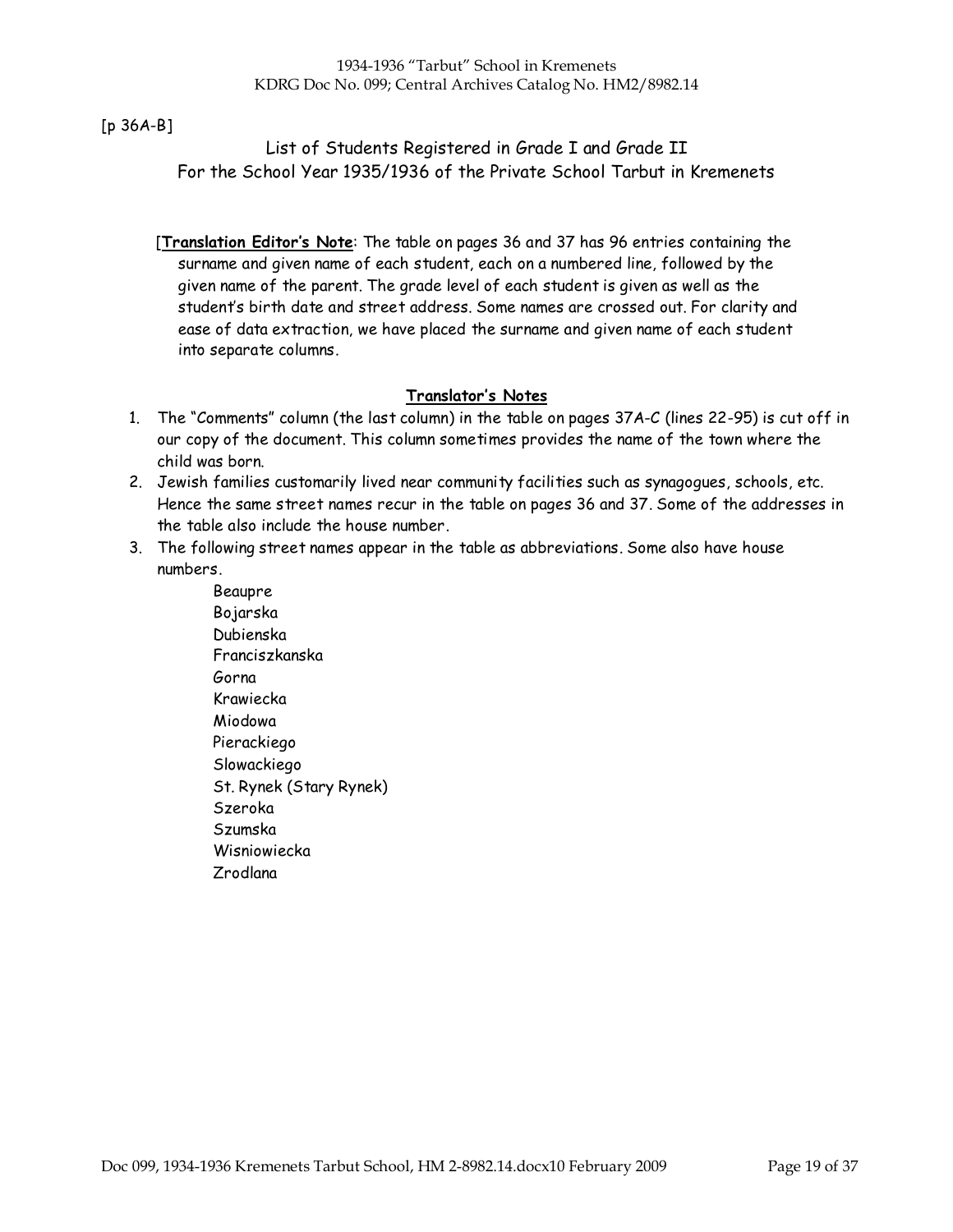[p 36A-B]

## List of Students Registered in Grade I and Grade II
## For the School Year 1935/1936 of the Private School Tarbut in Kremenets

[**Translation Editor's Note**: The table on pages 36 and 37 has 96 entries containing the surname and given name of each student, each on a numbered line, followed by the given name of the parent. The grade level of each student is given as well as the student's birth date and street address. Some names are crossed out. For clarity and ease of data extraction, we have placed the surname and given name of each student into separate columns.

### Translator's Notes

1. The "Comments" column (the last column) in the table on pages 37A-C (lines 22-95) is cut off in our copy of the document. This column sometimes provides the name of the town where the child was born.
2. Jewish families customarily lived near community facilities such as synagogues, schools, etc. Hence the same street names recur in the table on pages 36 and 37. Some of the addresses in the table also include the house number.
3. The following street names appear in the table as abbreviations. Some also have house numbers.
   - Beaupre
   - Bojarska
   - Dubienska
   - Franciszkanska
   - Gorna
   - Krawiecka
   - Miodowa
   - Pierackiego
   - Slowackiego
   - St. Rynek (Stary Rynek)
   - Szeroka
   - Szumska
   - Wisniowiecka
   - Zrodlana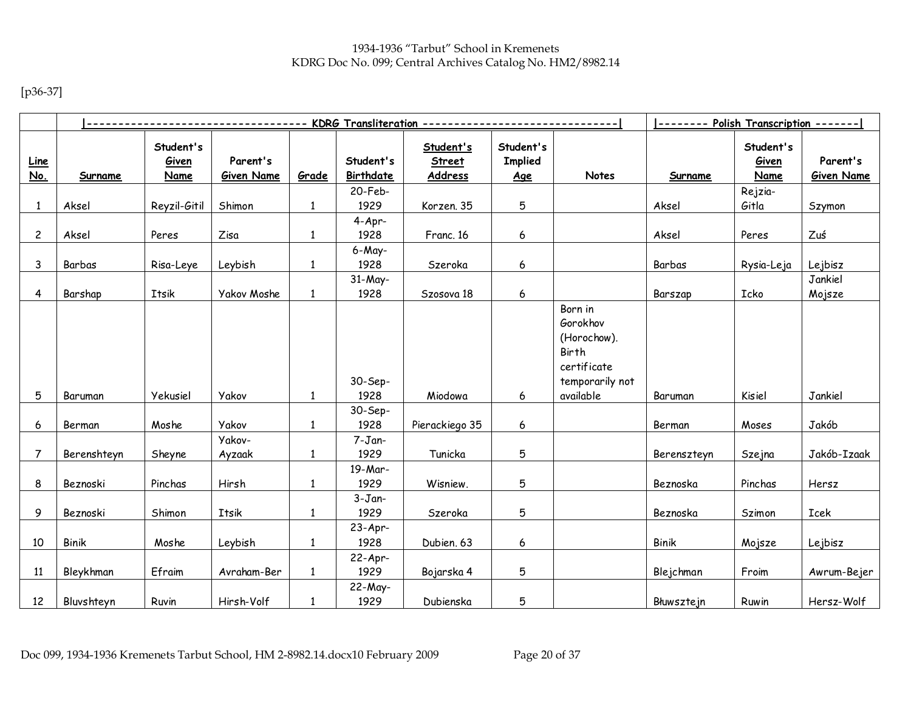1934-1936 "Tarbut" School in Kremenets
KDRG Doc No. 099; Central Archives Catalog No. HM2/8982.14

[p36-37]

| | \|------------------------------------ KDRG Transliteration --------------------------------\| | | | | | | | | \|-------- Polish Transcription -------\| | | |
|---|---|---|---|---|---|---|---|---|---|---|---|
| Line No. | Surname | Student's Given Name | Parent's Given Name | Grade | Student's Birthdate | Student's Street Address | Student's Implied Age | Notes | Surname | Student's Given Name | Parent's Given Name |
| 1 | Aksel | Reyzil-Gitil | Shimon | 1 | 20-Feb-1929 | Korzen. 35 | 5 | | Aksel | Rejzia-Gitla | Szymon |
| 2 | Aksel | Peres | Zisa | 1 | 4-Apr-1928 | Franc. 16 | 6 | | Aksel | Peres | Zuś |
| 3 | Barbas | Risa-Leye | Leybish | 1 | 6-May-1928 | Szeroka | 6 | | Barbas | Rysia-Leja | Lejbisz |
| 4 | Barshap | Itsik | Yakov Moshe | 1 | 31-May-1928 | Szosova 18 | 6 | | Barszap | Icko | Jankiel Mojsze |
| 5 | Baruman | Yekusiel | Yakov | 1 | 30-Sep-1928 | Miodowa | 6 | Born in Gorokhov (Horochow). Birth certificate temporarily not available | Baruman | Kisiel | Jankiel |
| 6 | Berman | Moshe | Yakov | 1 | 30-Sep-1928 | Pierackiego 35 | 6 | | Berman | Moses | Jakób |
| 7 | Berenshteyn | Sheyne | Yakov-Ayzaak | 1 | 7-Jan-1929 | Tunicka | 5 | | Berenszteyn | Szejna | Jakób-Izaak |
| 8 | Beznoski | Pinchas | Hirsh | 1 | 19-Mar-1929 | Wisniew. | 5 | | Beznoska | Pinchas | Hersz |
| 9 | Beznoski | Shimon | Itsik | 1 | 3-Jan-1929 | Szeroka | 5 | | Beznoska | Szimon | Icek |
| 10 | Binik | Moshe | Leybish | 1 | 23-Apr-1928 | Dubien. 63 | 6 | | Binik | Mojsze | Lejbisz |
| 11 | Bleykhman | Efraim | Avraham-Ber | 1 | 22-Apr-1929 | Bojarska 4 | 5 | | Blejchman | Froim | Awrum-Bejer |
| 12 | Bluvshteyn | Ruvin | Hirsh-Volf | 1 | 22-May-1929 | Dubienska | 5 | | Bluwsztejn | Ruwin | Hersz-Wolf |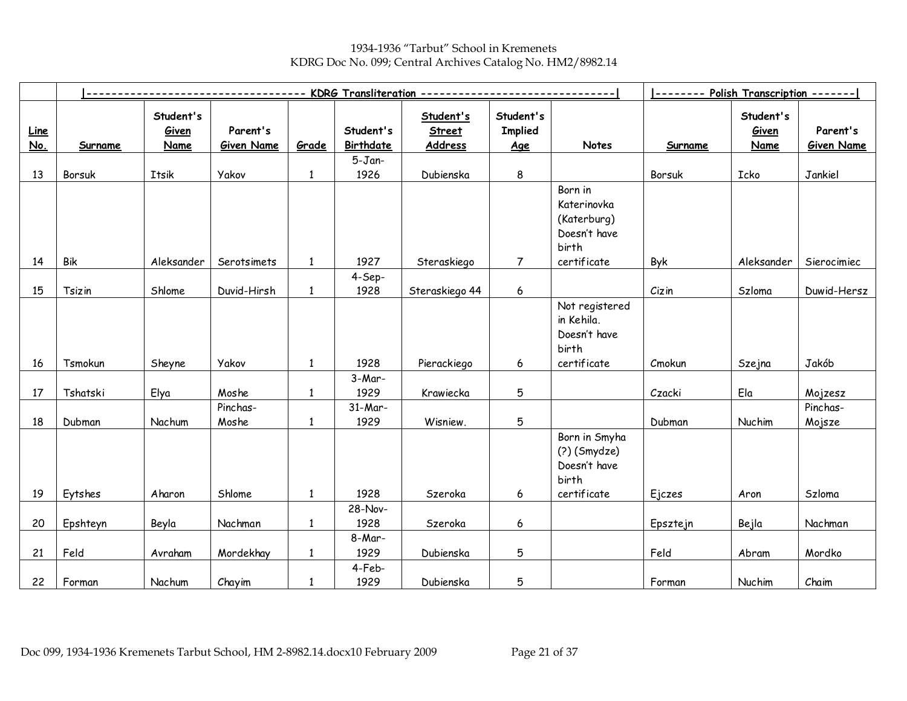1934-1936 "Tarbut" School in Kremenets
KDRG Doc No. 099; Central Archives Catalog No. HM2/8982.14

| | KDRG Transliteration | | | | | | | | Polish Transcription | | |
|---|---|---|---|---|---|---|---|---|---|---|---|
| Line No. | Surname | Student's Given Name | Parent's Given Name | Grade | Student's Birthdate | Student's Street Address | Student's Implied Age | Notes | Surname | Student's Given Name | Parent's Given Name |
| 13 | Borsuk | Itsik | Yakov | 1 | 5-Jan-1926 | Dubienska | 8 | | Borsuk | Icko | Jankiel |
| 14 | Bik | Aleksander | Serotsimets | 1 | 1927 | Steraskiego | 7 | Born in Katerinovka (Katerburg) Doesn't have birth certificate | Byk | Aleksander | Sierocimiec |
| 15 | Tsizin | Shlome | Duvid-Hirsh | 1 | 4-Sep-1928 | Steraskiego 44 | 6 | | Cizin | Szloma | Duwid-Hersz |
| 16 | Tsmokun | Sheyne | Yakov | 1 | 1928 | Pierackiego | 6 | Not registered in Kehila. Doesn't have birth certificate | Cmokun | Szejna | Jakób |
| 17 | Tshatski | Elya | Moshe | 1 | 3-Mar-1929 | Krawiecka | 5 | | Czacki | Ela | Mojzesz |
| 18 | Dubman | Nachum | Pinchas-Moshe | 1 | 31-Mar-1929 | Wisniew. | 5 | | Dubman | Nuchim | Pinchas-Mojsze |
| 19 | Eytshes | Aharon | Shlome | 1 | 1928 | Szeroka | 6 | Born in Smyha (?) (Smydze) Doesn't have birth certificate | Ejczes | Aron | Szloma |
| 20 | Epshteyn | Beyla | Nachman | 1 | 28-Nov-1928 | Szeroka | 6 | | Epsztejn | Bejla | Nachman |
| 21 | Feld | Avraham | Mordekhay | 1 | 8-Mar-1929 | Dubienska | 5 | | Feld | Abram | Mordko |
| 22 | Forman | Nachum | Chayim | 1 | 4-Feb-1929 | Dubienska | 5 | | Forman | Nuchim | Chaim |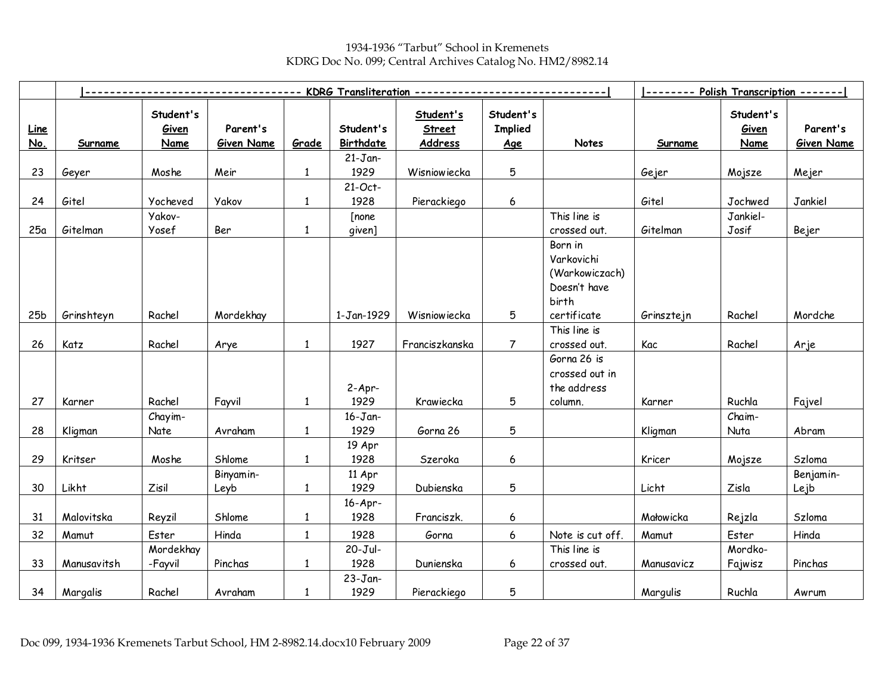1934-1936 "Tarbut" School in Kremenets
KDRG Doc No. 099; Central Archives Catalog No. HM2/8982.14

| | KDRG Transliteration | | | | | | | | Polish Transcription | | |
|---|---|---|---|---|---|---|---|---|---|---|---|
| Line No. | Surname | Student's Given Name | Parent's Given Name | Grade | Student's Birthdate | Student's Street Address | Student's Implied Age | Notes | Surname | Student's Given Name | Parent's Given Name |
| 23 | Geyer | Moshe | Meir | 1 | 21-Jan-1929 | Wisniowiecka | 5 | | Gejer | Mojsze | Mejer |
| 24 | Gitel | Yocheved | Yakov | 1 | 21-Oct-1928 | Pierackiego | 6 | | Gitel | Jochwed | Jankiel |
| 25a | Gitelman | Yakov-Yosef | Ber | 1 | [none given] | | | This line is crossed out. | Gitelman | Jankiel-Josif | Bejer |
| 25b | Grinshteyn | Rachel | Mordekhay | | 1-Jan-1929 | Wisniowiecka | 5 | Born in Varkovichi (Warkowiczach) Doesn't have birth certificate | Grinsztejn | Rachel | Mordche |
| 26 | Katz | Rachel | Arye | 1 | 1927 | Franciszkanska | 7 | This line is crossed out. | Kac | Rachel | Arje |
| 27 | Karner | Rachel | Fayvil | 1 | 2-Apr-1929 | Krawiecka | 5 | Gorna 26 is crossed out in the address column. | Karner | Ruchla | Fajvel |
| 28 | Kligman | Chayim-Nate | Avraham | 1 | 16-Jan-1929 | Gorna 26 | 5 | | Kligman | Chaim-Nuta | Abram |
| 29 | Kritser | Moshe | Shlome | 1 | 19 Apr 1928 | Szeroka | 6 | | Kricer | Mojsze | Szloma |
| 30 | Likht | Zisil | Binyamin-Leyb | 1 | 11 Apr 1929 | Dubienska | 5 | | Licht | Zisla | Benjamin-Lejb |
| 31 | Malovitska | Reyzil | Shlome | 1 | 16-Apr-1928 | Franciszk. | 6 | | Małowicka | Rejzla | Szloma |
| 32 | Mamut | Ester | Hinda | 1 | 1928 | Gorna | 6 | Note is cut off. | Mamut | Ester | Hinda |
| 33 | Manusavitsh | Mordekhay-Fayvil | Pinchas | 1 | 20-Jul-1928 | Dunienska | 6 | This line is crossed out. | Manusavicz | Mordko-Fajwisz | Pinchas |
| 34 | Margalis | Rachel | Avraham | 1 | 23-Jan-1929 | Pierackiego | 5 | | Margulis | Ruchla | Awrum |

Doc 099, 1934-1936 Kremenets Tarbut School, HM 2-8982.14.docx10 February 2009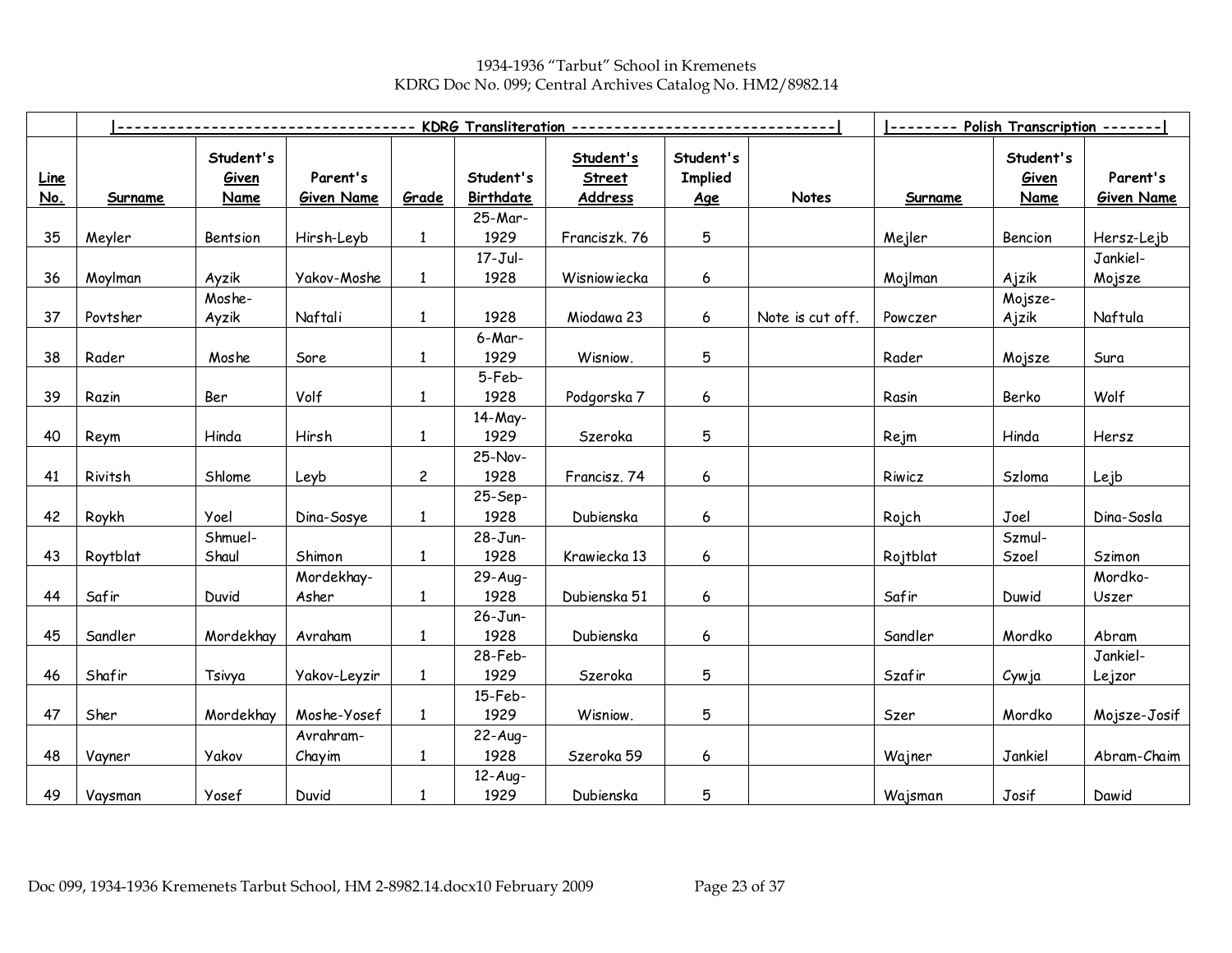1934-1936 "Tarbut" School in Kremenets
KDRG Doc No. 099; Central Archives Catalog No. HM2/8982.14

| | KDRG Transliteration | | | | | | | | Polish Transcription | | |
|---|---|---|---|---|---|---|---|---|---|---|---|
| Line No. | Surname | Student's Given Name | Parent's Given Name | Grade | Student's Birthdate | Student's Street Address | Student's Implied Age | Notes | Surname | Student's Given Name | Parent's Given Name |
| 35 | Meyler | Bentsion | Hirsh-Leyb | 1 | 25-Mar-1929 | Franciszk. 76 | 5 | | Mejler | Bencion | Hersz-Lejb |
| 36 | Moylman | Ayzik | Yakov-Moshe | 1 | 17-Jul-1928 | Wisniowiecka | 6 | | Mojlman | Ajzik | Jankiel-Mojsze |
| 37 | Povtsher | Moshe-Ayzik | Naftali | 1 | 1928 | Miodawa 23 | 6 | Note is cut off. | Powczer | Mojsze-Ajzik | Naftula |
| 38 | Rader | Moshe | Sore | 1 | 6-Mar-1929 | Wisniow. | 5 | | Rader | Mojsze | Sura |
| 39 | Razin | Ber | Volf | 1 | 5-Feb-1928 | Podgorska 7 | 6 | | Rasin | Berko | Wolf |
| 40 | Reym | Hinda | Hirsh | 1 | 14-May-1929 | Szeroka | 5 | | Rejm | Hinda | Hersz |
| 41 | Rivitsh | Shlome | Leyb | 2 | 25-Nov-1928 | Francisz. 74 | 6 | | Riwicz | Szloma | Lejb |
| 42 | Roykh | Yoel | Dina-Sosye | 1 | 25-Sep-1928 | Dubienska | 6 | | Rojch | Joel | Dina-Sosla |
| 43 | Roytblat | Shmuel-Shaul | Shimon | 1 | 28-Jun-1928 | Krawiecka 13 | 6 | | Rojtblat | Szmul-Szoel | Szimon |
| 44 | Safir | Duvid | Mordekhay-Asher | 1 | 29-Aug-1928 | Dubienska 51 | 6 | | Safir | Duwid | Mordko-Uszer |
| 45 | Sandler | Mordekhay | Avraham | 1 | 26-Jun-1928 | Dubienska | 6 | | Sandler | Mordko | Abram |
| 46 | Shafir | Tsivya | Yakov-Leyzir | 1 | 28-Feb-1929 | Szeroka | 5 | | Szafir | Cywja | Jankiel-Lejzor |
| 47 | Sher | Mordekhay | Moshe-Yosef | 1 | 15-Feb-1929 | Wisniow. | 5 | | Szer | Mordko | Mojsze-Josif |
| 48 | Vayner | Yakov | Avrahram-Chayim | 1 | 22-Aug-1928 | Szeroka 59 | 6 | | Wajner | Jankiel | Abram-Chaim |
| 49 | Vaysman | Yosef | Duvid | 1 | 12-Aug-1929 | Dubienska | 5 | | Wajsman | Josif | Dawid |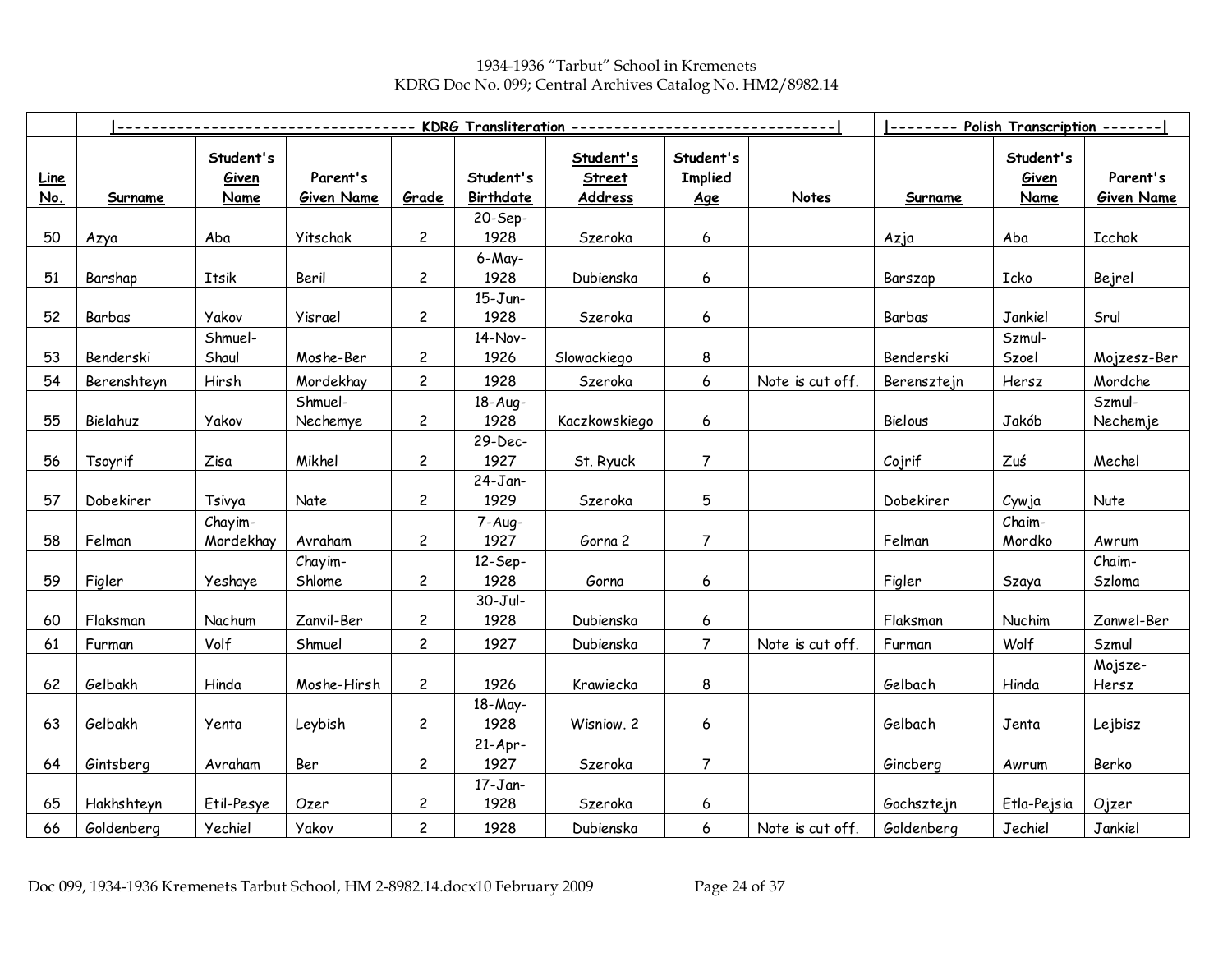1934-1936 “Tarbut” School in Kremenets
KDRG Doc No. 099; Central Archives Catalog No. HM2/8982.14

| | KDRG Transliteration | | | | | | | | Polish Transcription | | |
|---|---|---|---|---|---|---|---|---|---|---|---|
| Line No. | Surname | Student's Given Name | Parent's Given Name | Grade | Student's Birthdate | Student's Street Address | Student's Implied Age | Notes | Surname | Student's Given Name | Parent's Given Name |
| 50 | Azya | Aba | Yitschak | 2 | 20-Sep-1928 | Szeroka | 6 | | Azja | Aba | Icchok |
| 51 | Barshap | Itsik | Beril | 2 | 6-May-1928 | Dubienska | 6 | | Barszap | Icko | Bejrel |
| 52 | Barbas | Yakov | Yisrael | 2 | 15-Jun-1928 | Szeroka | 6 | | Barbas | Jankiel | Srul |
| 53 | Benderski | Shmuel-Shaul | Moshe-Ber | 2 | 14-Nov-1926 | Slowackiego | 8 | | Benderski | Szmul-Szoel | Mojzesz-Ber |
| 54 | Berenshteyn | Hirsh | Mordekhay | 2 | 1928 | Szeroka | 6 | Note is cut off. | Berensztejn | Hersz | Mordche |
| 55 | Bielahuz | Yakov | Shmuel-Nechemye | 2 | 18-Aug-1928 | Kaczkowskiego | 6 | | Bielous | Jakób | Szmul-Nechemje |
| 56 | Tsoyrif | Zisa | Mikhel | 2 | 29-Dec-1927 | St. Ryuck | 7 | | Cojrif | Zuś | Mechel |
| 57 | Dobekirer | Tsivya | Nate | 2 | 24-Jan-1929 | Szeroka | 5 | | Dobekirer | Cywja | Nute |
| 58 | Felman | Chayim-Mordekhay | Avraham | 2 | 7-Aug-1927 | Gorna 2 | 7 | | Felman | Chaim-Mordko | Awrum |
| 59 | Figler | Yeshaye | Chayim-Shlome | 2 | 12-Sep-1928 | Gorna | 6 | | Figler | Szaya | Chaim-Szloma |
| 60 | Flaksman | Nachum | Zanvil-Ber | 2 | 30-Jul-1928 | Dubienska | 6 | | Flaksman | Nuchim | Zanwel-Ber |
| 61 | Furman | Volf | Shmuel | 2 | 1927 | Dubienska | 7 | Note is cut off. | Furman | Wolf | Szmul |
| 62 | Gelbakh | Hinda | Moshe-Hirsh | 2 | 1926 | Krawiecka | 8 | | Gelbach | Hinda | Mojsze-Hersz |
| 63 | Gelbakh | Yenta | Leybish | 2 | 18-May-1928 | Wisniow. 2 | 6 | | Gelbach | Jenta | Lejbisz |
| 64 | Gintsberg | Avraham | Ber | 2 | 21-Apr-1927 | Szeroka | 7 | | Gincberg | Awrum | Berko |
| 65 | Hakhshteyn | Etil-Pesye | Ozer | 2 | 17-Jan-1928 | Szeroka | 6 | | Gochsztejn | Etla-Pejsia | Ojzer |
| 66 | Goldenberg | Yechiel | Yakov | 2 | 1928 | Dubienska | 6 | Note is cut off. | Goldenberg | Jechiel | Jankiel |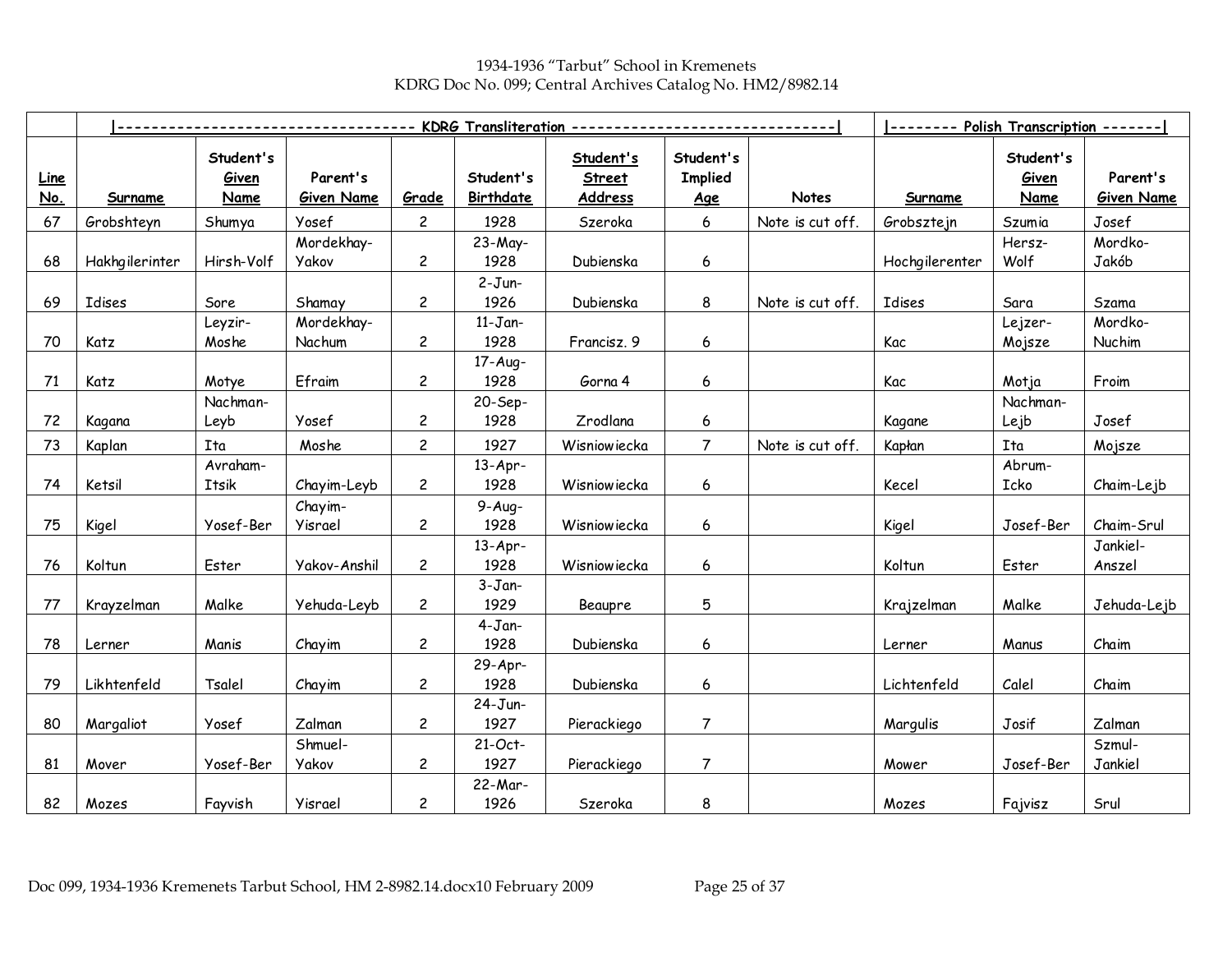1934-1936 "Tarbut" School in Kremenets
KDRG Doc No. 099; Central Archives Catalog No. HM2/8982.14

| | KDRG Transliteration | | | | | | | | Polish Transcription | | |
|---|---|---|---|---|---|---|---|---|---|---|---|
| Line No. | Surname | Student's Given Name | Parent's Given Name | Grade | Student's Birthdate | Student's Street Address | Student's Implied Age | Notes | Surname | Student's Given Name | Parent's Given Name |
| 67 | Grobshteyn | Shumya | Yosef | 2 | 1928 | Szeroka | 6 | Note is cut off. | Grobsztejn | Szumia | Josef |
| 68 | Hakhgilerinter | Hirsh-Volf | Mordekhay-Yakov | 2 | 23-May-1928 | Dubienska | 6 | | Hochgilerenter | Hersz-Wolf | Mordko-Jakób |
| 69 | Idises | Sore | Shamay | 2 | 2-Jun-1926 | Dubienska | 8 | Note is cut off. | Idises | Sara | Szama |
| 70 | Katz | Leyzir-Moshe | Mordekhay-Nachum | 2 | 11-Jan-1928 | Francisz. 9 | 6 | | Kac | Lejzer-Mojsze | Mordko-Nuchim |
| 71 | Katz | Motye | Efraim | 2 | 17-Aug-1928 | Gorna 4 | 6 | | Kac | Motja | Froim |
| 72 | Kagana | Nachman-Leyb | Yosef | 2 | 20-Sep-1928 | Zrodlana | 6 | | Kagane | Nachman-Lejb | Josef |
| 73 | Kaplan | Ita | Moshe | 2 | 1927 | Wisniowiecka | 7 | Note is cut off. | Kapłan | Ita | Mojsze |
| 74 | Ketsil | Avraham-Itsik | Chayim-Leyb | 2 | 13-Apr-1928 | Wisniowiecka | 6 | | Kecel | Abrum-Icko | Chaim-Lejb |
| 75 | Kigel | Yosef-Ber | Chayim-Yisrael | 2 | 9-Aug-1928 | Wisniowiecka | 6 | | Kigel | Josef-Ber | Chaim-Srul |
| 76 | Koltun | Ester | Yakov-Anshil | 2 | 13-Apr-1928 | Wisniowiecka | 6 | | Koltun | Ester | Jankiel-Anszel |
| 77 | Krayzelman | Malke | Yehuda-Leyb | 2 | 3-Jan-1929 | Beaupre | 5 | | Krajzelman | Malke | Jehuda-Lejb |
| 78 | Lerner | Manis | Chayim | 2 | 4-Jan-1928 | Dubienska | 6 | | Lerner | Manus | Chaim |
| 79 | Likhtenfeld | Tsalel | Chayim | 2 | 29-Apr-1928 | Dubienska | 6 | | Lichtenfeld | Calel | Chaim |
| 80 | Margaliot | Yosef | Zalman | 2 | 24-Jun-1927 | Pierackiego | 7 | | Margulis | Josif | Zalman |
| 81 | Mover | Yosef-Ber | Shmuel-Yakov | 2 | 21-Oct-1927 | Pierackiego | 7 | | Mower | Josef-Ber | Szmul-Jankiel |
| 82 | Mozes | Fayvish | Yisrael | 2 | 22-Mar-1926 | Szeroka | 8 | | Mozes | Fajvisz | Srul |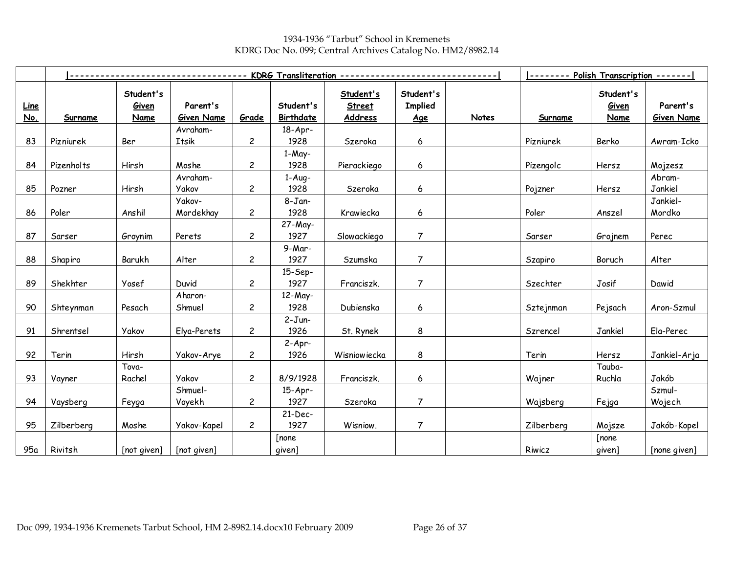1934-1936 “Tarbut” School in Kremenets
KDRG Doc No. 099; Central Archives Catalog No. HM2/8982.14

| | KDRG Transliteration | | | | | | | | Polish Transcription | | |
|---|---|---|---|---|---|---|---|---|---|---|---|
| Line No. | Surname | Student's Given Name | Parent's Given Name | Grade | Student's Birthdate | Student's Street Address | Student's Implied Age | Notes | Surname | Student's Given Name | Parent's Given Name |
| 83 | Pizniurek | Ber | Avraham-Itsik | 2 | 18-Apr-1928 | Szeroka | 6 | | Pizniurek | Berko | Awram-Icko |
| 84 | Pizenholts | Hirsh | Moshe | 2 | 1-May-1928 | Pierackiego | 6 | | Pizengolc | Hersz | Mojzesz |
| 85 | Pozner | Hirsh | Avraham-Yakov | 2 | 1-Aug-1928 | Szeroka | 6 | | Pojzner | Hersz | Abram-Jankiel |
| 86 | Poler | Anshil | Yakov-Mordekhay | 2 | 8-Jan-1928 | Krawiecka | 6 | | Poler | Anszel | Jankiel-Mordko |
| 87 | Sarser | Groynim | Perets | 2 | 27-May-1927 | Slowackiego | 7 | | Sarser | Grojnem | Perec |
| 88 | Shapiro | Barukh | Alter | 2 | 9-Mar-1927 | Szumska | 7 | | Szapiro | Boruch | Alter |
| 89 | Shekhter | Yosef | Duvid | 2 | 15-Sep-1927 | Franciszk. | 7 | | Szechter | Josif | Dawid |
| 90 | Shteynman | Pesach | Aharon-Shmuel | 2 | 12-May-1928 | Dubienska | 6 | | Sztejnman | Pejsach | Aron-Szmul |
| 91 | Shrentsel | Yakov | Elya-Perets | 2 | 2-Jun-1926 | St. Rynek | 8 | | Szrencel | Jankiel | Ela-Perec |
| 92 | Terin | Hirsh | Yakov-Arye | 2 | 2-Apr-1926 | Wisniowiecka | 8 | | Terin | Hersz | Jankiel-Arja |
| 93 | Vayner | Tova-Rachel | Yakov | 2 | 8/9/1928 | Franciszk. | 6 | | Wajner | Tauba-Ruchla | Jakób |
| 94 | Vaysberg | Feyga | Shmuel-Voyekh | 2 | 15-Apr-1927 | Szeroka | 7 | | Wajsberg | Fejga | Szmul-Wojech |
| 95 | Zilberberg | Moshe | Yakov-Kapel | 2 | 21-Dec-1927 | Wisniow. | 7 | | Zilberberg | Mojsze | Jakób-Kopel |
| 95a | Rivitsh | [not given] | [not given] | | [none given] | | | | Riwicz | [none given] | [none given] |

Doc 099, 1934-1936 Kremenets Tarbut School, HM 2-8982.14.docx10 February 2009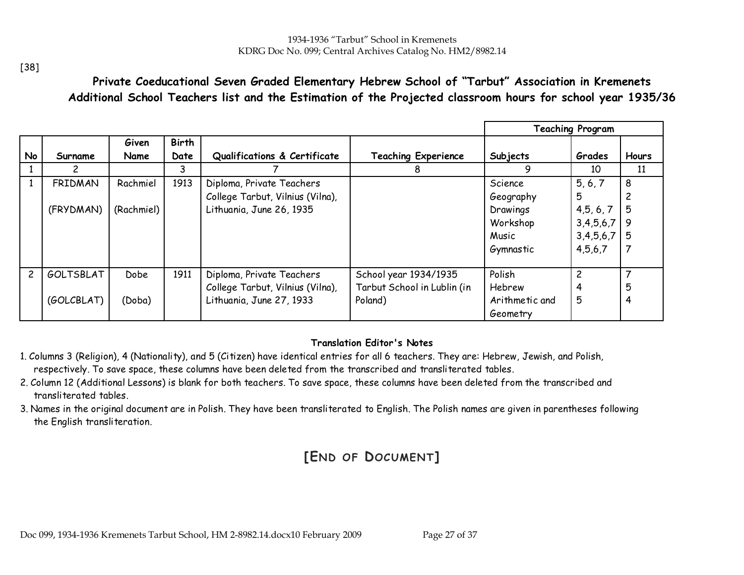[38]

## Private Coeducational Seven Graded Elementary Hebrew School of "Tarbut" Association in Kremenets
## Additional School Teachers list and the Estimation of the Projected classroom hours for school year 1935/36

| | | | | | | Teaching Program | | |
|---|---|---|---|---|---|---|---|---|
| No | Surname | Given Name | Birth Date | Qualifications & Certificate | Teaching Experience | Subjects | Grades | Hours |
| 1 | 2 | | 3 | 7 | 8 | 9 | 10 | 11 |
| 1 | FRIDMAN (FRYDMAN) | Rachmiel (Rachmiel) | 1913 | Diploma, Private Teachers College Tarbut, Vilnius (Vilna), Lithuania, June 26, 1935 | | Science<br>Geography<br>Drawings<br>Workshop<br>Music<br>Gymnastic | 5, 6, 7<br>5<br>4,5, 6, 7<br>3,4,5,6,7<br>3,4,5,6,7<br>4,5,6,7 | 8<br>2<br>5<br>9<br>5<br>7 |
| 2 | GOLTSBLAT (GOLCBLAT) | Dobe (Doba) | 1911 | Diploma, Private Teachers College Tarbut, Vilnius (Vilna), Lithuania, June 27, 1933 | School year 1934/1935 Tarbut School in Lublin (in Poland) | Polish<br>Hebrew<br>Arithmetic and Geometry | 2<br>4<br>5 | 7<br>5<br>4 |

**Translation Editor's Notes**

1. Columns 3 (Religion), 4 (Nationality), and 5 (Citizen) have identical entries for all 6 teachers. They are: Hebrew, Jewish, and Polish, respectively. To save space, these columns have been deleted from the transcribed and transliterated tables.
2. Column 12 (Additional Lessons) is blank for both teachers. To save space, these columns have been deleted from the transcribed and transliterated tables.
3. Names in the original document are in Polish. They have been transliterated to English. The Polish names are given in parentheses following the English transliteration.

## [End of Document]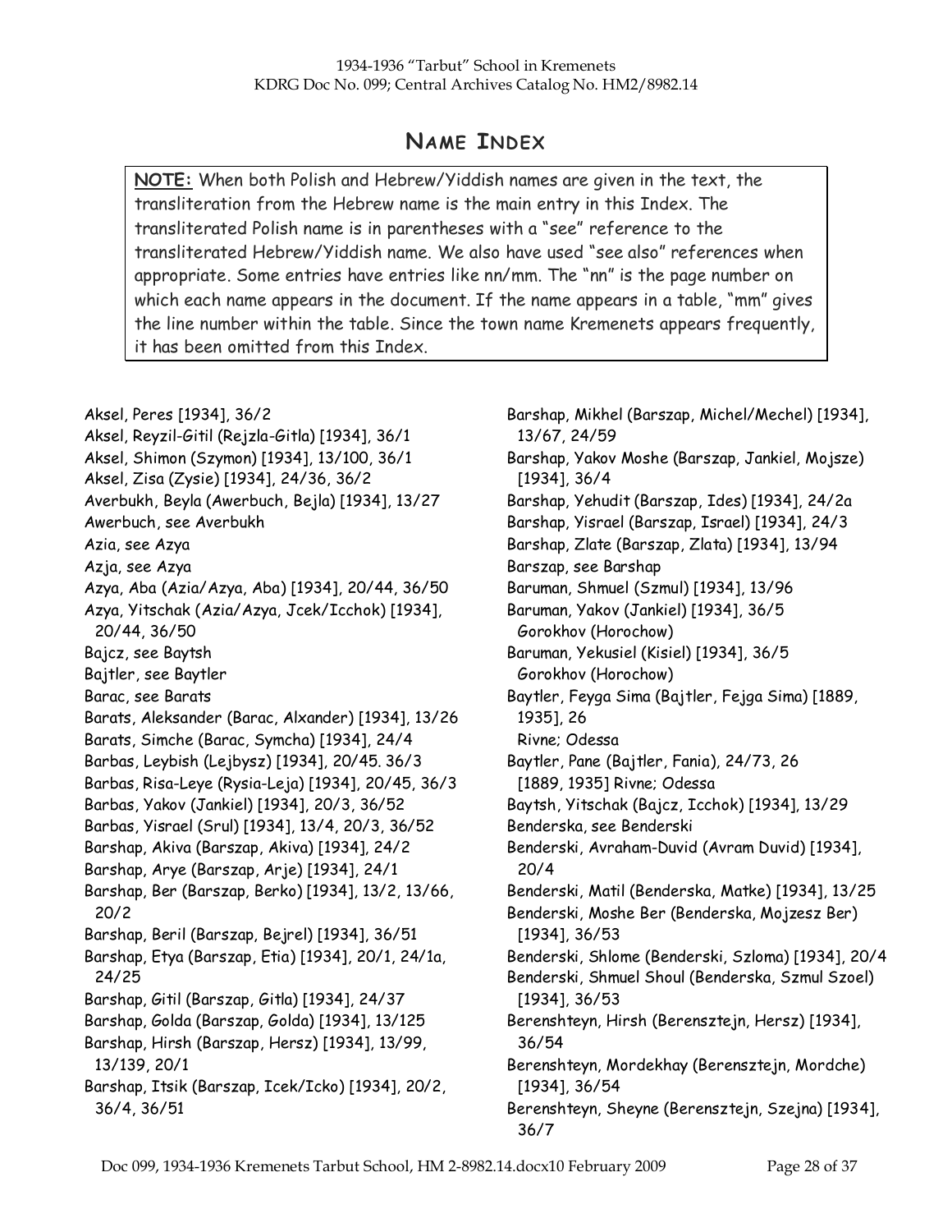## Name Index

**NOTE:** When both Polish and Hebrew/Yiddish names are given in the text, the transliteration from the Hebrew name is the main entry in this Index. The transliterated Polish name is in parentheses with a "see" reference to the transliterated Hebrew/Yiddish name. We also have used "see also" references when appropriate. Some entries have entries like nn/mm. The "nn" is the page number on which each name appears in the document. If the name appears in a table, "mm" gives the line number within the table. Since the town name Kremenets appears frequently, it has been omitted from this Index.

Aksel, Peres [1934], 36/2
Aksel, Reyzil-Gitil (Rejzla-Gitla) [1934], 36/1
Aksel, Shimon (Szymon) [1934], 13/100, 36/1
Aksel, Zisa (Zysie) [1934], 24/36, 36/2
Averbukh, Beyla (Awerbuch, Bejla) [1934], 13/27
Awerbuch, see Averbukh
Azia, see Azya
Azja, see Azya
Azya, Aba (Azia/Azya, Aba) [1934], 20/44, 36/50
Azya, Yitschak (Azia/Azya, Jcek/Icchok) [1934], 20/44, 36/50
Bajcz, see Baytsh
Bajtler, see Baytler
Barac, see Barats
Barats, Aleksander (Barac, Alxander) [1934], 13/26
Barats, Simche (Barac, Symcha) [1934], 24/4
Barbas, Leybish (Lejbysz) [1934], 20/45. 36/3
Barbas, Risa-Leye (Rysia-Leja) [1934], 20/45, 36/3
Barbas, Yakov (Jankiel) [1934], 20/3, 36/52
Barbas, Yisrael (Srul) [1934], 13/4, 20/3, 36/52
Barshap, Akiva (Barszap, Akiva) [1934], 24/2
Barshap, Arye (Barszap, Arje) [1934], 24/1
Barshap, Ber (Barszap, Berko) [1934], 13/2, 13/66, 20/2
Barshap, Beril (Barszap, Bejrel) [1934], 36/51
Barshap, Etya (Barszap, Etia) [1934], 20/1, 24/1a, 24/25
Barshap, Gitil (Barszap, Gitla) [1934], 24/37
Barshap, Golda (Barszap, Golda) [1934], 13/125
Barshap, Hirsh (Barszap, Hersz) [1934], 13/99, 13/139, 20/1
Barshap, Itsik (Barszap, Icek/Icko) [1934], 20/2, 36/4, 36/51
Barshap, Mikhel (Barszap, Michel/Mechel) [1934], 13/67, 24/59
Barshap, Yakov Moshe (Barszap, Jankiel, Mojsze) [1934], 36/4
Barshap, Yehudit (Barszap, Ides) [1934], 24/2a
Barshap, Yisrael (Barszap, Israel) [1934], 24/3
Barshap, Zlate (Barszap, Zlata) [1934], 13/94
Barszap, see Barshap
Baruman, Shmuel (Szmul) [1934], 13/96
Baruman, Yakov (Jankiel) [1934], 36/5 Gorokhov (Horochow)
Baruman, Yekusiel (Kisiel) [1934], 36/5 Gorokhov (Horochow)
Baytler, Feyga Sima (Bajtler, Fejga Sima) [1889, 1935], 26 Rivne; Odessa
Baytler, Pane (Bajtler, Fania), 24/73, 26 [1889, 1935] Rivne; Odessa
Baytsh, Yitschak (Bajcz, Icchok) [1934], 13/29
Benderska, see Benderski
Benderski, Avraham-Duvid (Avram Duvid) [1934], 20/4
Benderski, Matil (Benderska, Matke) [1934], 13/25
Benderski, Moshe Ber (Benderska, Mojzesz Ber) [1934], 36/53
Benderski, Shlome (Benderski, Szloma) [1934], 20/4
Benderski, Shmuel Shoul (Benderska, Szmul Szoel) [1934], 36/53
Berenshteyn, Hirsh (Berensztejn, Hersz) [1934], 36/54
Berenshteyn, Mordekhay (Berensztejn, Mordche) [1934], 36/54
Berenshteyn, Sheyne (Berensztejn, Szejna) [1934], 36/7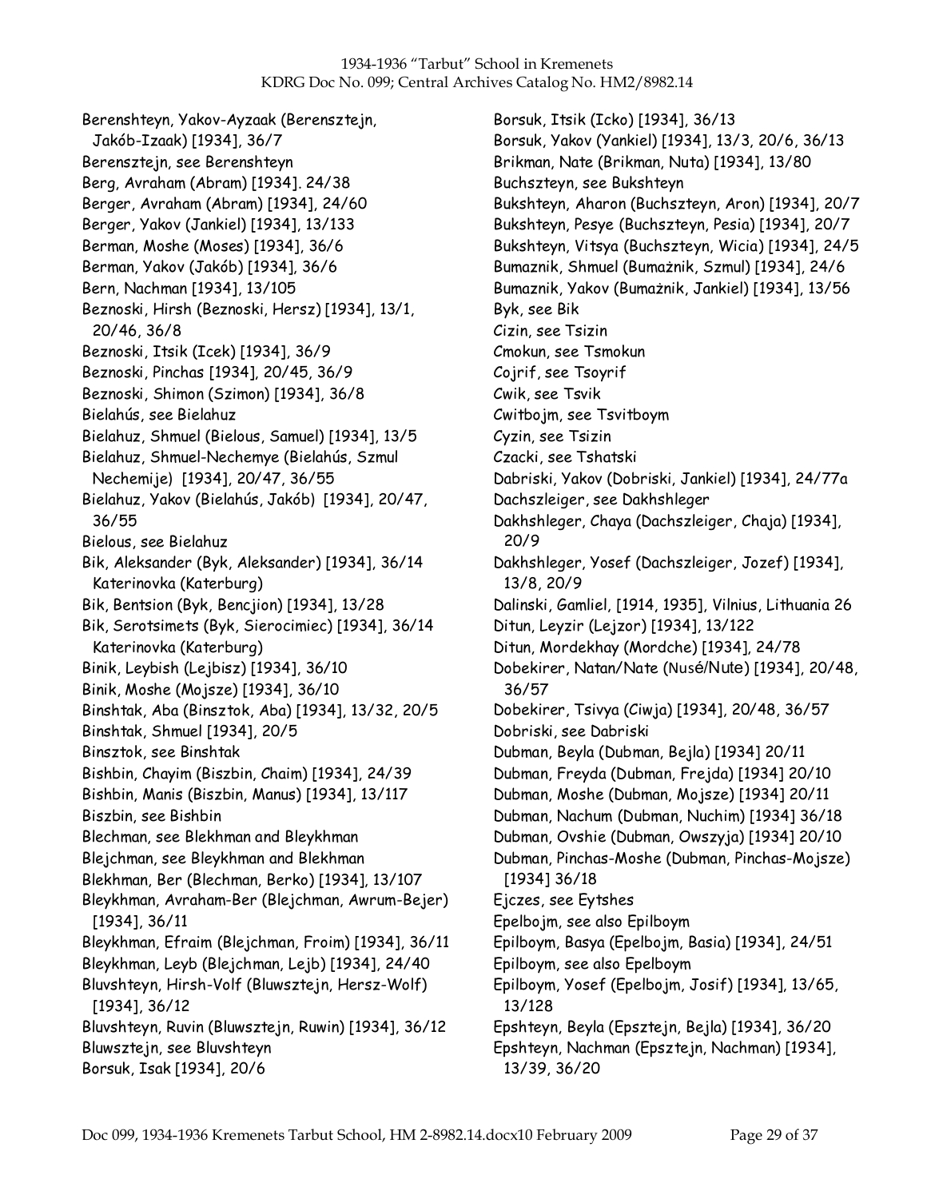Berenshteyn, Yakov-Ayzaak (Berensztejn, Jakób-Izaak) [1934], 36/7
Berensztejn, see Berenshteyn
Berg, Avraham (Abram) [1934]. 24/38
Berger, Avraham (Abram) [1934], 24/60
Berger, Yakov (Jankiel) [1934], 13/133
Berman, Moshe (Moses) [1934], 36/6
Berman, Yakov (Jakób) [1934], 36/6
Bern, Nachman [1934], 13/105
Beznoski, Hirsh (Beznoski, Hersz) [1934], 13/1, 20/46, 36/8
Beznoski, Itsik (Icek) [1934], 36/9
Beznoski, Pinchas [1934], 20/45, 36/9
Beznoski, Shimon (Szimon) [1934], 36/8
Bielahús, see Bielahuz
Bielahuz, Shmuel (Bielous, Samuel) [1934], 13/5
Bielahuz, Shmuel-Nechemye (Bielahús, Szmul Nechemije) [1934], 20/47, 36/55
Bielahuz, Yakov (Bielahús, Jakób) [1934], 20/47, 36/55
Bielous, see Bielahuz
Bik, Aleksander (Byk, Aleksander) [1934], 36/14 Katerinovka (Katerburg)
Bik, Bentsion (Byk, Bencjion) [1934], 13/28
Bik, Serotsimets (Byk, Sierocimiec) [1934], 36/14 Katerinovka (Katerburg)
Binik, Leybish (Lejbisz) [1934], 36/10
Binik, Moshe (Mojsze) [1934], 36/10
Binshtak, Aba (Binsztok, Aba) [1934], 13/32, 20/5
Binshtak, Shmuel [1934], 20/5
Binsztok, see Binshtak
Bishbin, Chayim (Biszbin, Chaim) [1934], 24/39
Bishbin, Manis (Biszbin, Manus) [1934], 13/117
Biszbin, see Bishbin
Blechman, see Blekhman and Bleykhman
Blejchman, see Bleykhman and Blekhman
Blekhman, Ber (Blechman, Berko) [1934], 13/107
Bleykhman, Avraham-Ber (Blejchman, Awrum-Bejer) [1934], 36/11
Bleykhman, Efraim (Blejchman, Froim) [1934], 36/11
Bleykhman, Leyb (Blejchman, Lejb) [1934], 24/40
Bluvshteyn, Hirsh-Volf (Bluwsztejn, Hersz-Wolf) [1934], 36/12
Bluvshteyn, Ruvin (Bluwsztejn, Ruwin) [1934], 36/12
Bluwsztejn, see Bluvshteyn
Borsuk, Isak [1934], 20/6
Borsuk, Itsik (Icko) [1934], 36/13
Borsuk, Yakov (Yankiel) [1934], 13/3, 20/6, 36/13
Brikman, Nate (Brikman, Nuta) [1934], 13/80
Buchszteyn, see Bukshteyn
Bukshteyn, Aharon (Buchszteyn, Aron) [1934], 20/7
Bukshteyn, Pesye (Buchszteyn, Pesia) [1934], 20/7
Bukshteyn, Vitsya (Buchszteyn, Wicia) [1934], 24/5
Bumaznik, Shmuel (Bumażnik, Szmul) [1934], 24/6
Bumaznik, Yakov (Bumażnik, Jankiel) [1934], 13/56
Byk, see Bik
Cizin, see Tsizin
Cmokun, see Tsmokun
Cojrif, see Tsoyrif
Cwik, see Tsvik
Cwitbojm, see Tsvitboym
Cyzin, see Tsizin
Czacki, see Tshatski
Dabriski, Yakov (Dobriski, Jankiel) [1934], 24/77a
Dachszleiger, see Dakhshleger
Dakhshleger, Chaya (Dachszleiger, Chaja) [1934], 20/9
Dakhshleger, Yosef (Dachszleiger, Jozef) [1934], 13/8, 20/9
Dalinski, Gamliel, [1914, 1935], Vilnius, Lithuania 26
Ditun, Leyzir (Lejzor) [1934], 13/122
Ditun, Mordekhay (Mordche) [1934], 24/78
Dobekirer, Natan/Nate (Nusé/Nute) [1934], 20/48, 36/57
Dobekirer, Tsivya (Ciwja) [1934], 20/48, 36/57
Dobriski, see Dabriski
Dubman, Beyla (Dubman, Bejla) [1934] 20/11
Dubman, Freyda (Dubman, Frejda) [1934] 20/10
Dubman, Moshe (Dubman, Mojsze) [1934] 20/11
Dubman, Nachum (Dubman, Nuchim) [1934] 36/18
Dubman, Ovshie (Dubman, Owszyja) [1934] 20/10
Dubman, Pinchas-Moshe (Dubman, Pinchas-Mojsze) [1934] 36/18
Ejczes, see Eytshes
Epelbojm, see also Epilboym
Epilboym, Basya (Epelbojm, Basia) [1934], 24/51
Epilboym, see also Epelboym
Epilboym, Yosef (Epelbojm, Josif) [1934], 13/65, 13/128
Epshteyn, Beyla (Epsztejn, Bejla) [1934], 36/20
Epshteyn, Nachman (Epsztejn, Nachman) [1934], 13/39, 36/20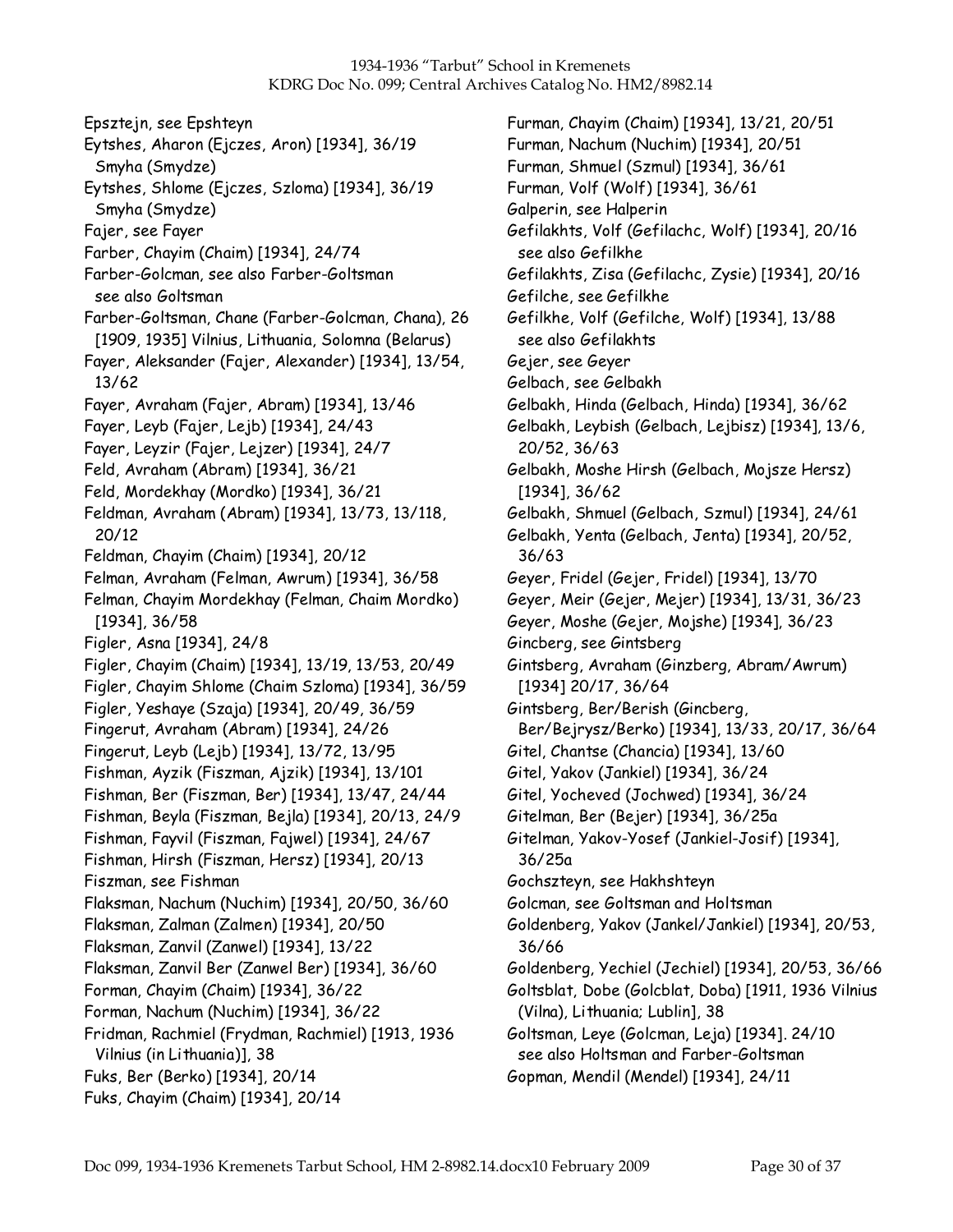Epsztejn, see Epshteyn
Eytshes, Aharon (Ejczes, Aron) [1934], 36/19 Smyha (Smydze)
Eytshes, Shlome (Ejczes, Szloma) [1934], 36/19 Smyha (Smydze)
Fajer, see Fayer
Farber, Chayim (Chaim) [1934], 24/74
Farber-Golcman, see also Farber-Goltsman see also Goltsman
Farber-Goltsman, Chane (Farber-Golcman, Chana), 26 [1909, 1935] Vilnius, Lithuania, Solomna (Belarus)
Fayer, Aleksander (Fajer, Alexander) [1934], 13/54, 13/62
Fayer, Avraham (Fajer, Abram) [1934], 13/46
Fayer, Leyb (Fajer, Lejb) [1934], 24/43
Fayer, Leyzir (Fajer, Lejzer) [1934], 24/7
Feld, Avraham (Abram) [1934], 36/21
Feld, Mordekhay (Mordko) [1934], 36/21
Feldman, Avraham (Abram) [1934], 13/73, 13/118, 20/12
Feldman, Chayim (Chaim) [1934], 20/12
Felman, Avraham (Felman, Awrum) [1934], 36/58
Felman, Chayim Mordekhay (Felman, Chaim Mordko) [1934], 36/58
Figler, Asna [1934], 24/8
Figler, Chayim (Chaim) [1934], 13/19, 13/53, 20/49
Figler, Chayim Shlome (Chaim Szloma) [1934], 36/59
Figler, Yeshaye (Szaja) [1934], 20/49, 36/59
Fingerut, Avraham (Abram) [1934], 24/26
Fingerut, Leyb (Lejb) [1934], 13/72, 13/95
Fishman, Ayzik (Fiszman, Ajzik) [1934], 13/101
Fishman, Ber (Fiszman, Ber) [1934], 13/47, 24/44
Fishman, Beyla (Fiszman, Bejla) [1934], 20/13, 24/9
Fishman, Fayvil (Fiszman, Fajwel) [1934], 24/67
Fishman, Hirsh (Fiszman, Hersz) [1934], 20/13
Fiszman, see Fishman
Flaksman, Nachum (Nuchim) [1934], 20/50, 36/60
Flaksman, Zalman (Zalmen) [1934], 20/50
Flaksman, Zanvil (Zanwel) [1934], 13/22
Flaksman, Zanvil Ber (Zanwel Ber) [1934], 36/60
Forman, Chayim (Chaim) [1934], 36/22
Forman, Nachum (Nuchim) [1934], 36/22
Fridman, Rachmiel (Frydman, Rachmiel) [1913, 1936 Vilnius (in Lithuania)], 38
Fuks, Ber (Berko) [1934], 20/14
Fuks, Chayim (Chaim) [1934], 20/14
Furman, Chayim (Chaim) [1934], 13/21, 20/51
Furman, Nachum (Nuchim) [1934], 20/51
Furman, Shmuel (Szmul) [1934], 36/61
Furman, Volf (Wolf) [1934], 36/61
Galperin, see Halperin
Gefilakhts, Volf (Gefilachc, Wolf) [1934], 20/16 see also Gefilkhe
Gefilakhts, Zisa (Gefilachc, Zysie) [1934], 20/16
Gefilche, see Gefilkhe
Gefilkhe, Volf (Gefilche, Wolf) [1934], 13/88 see also Gefilakhts
Gejer, see Geyer
Gelbach, see Gelbakh
Gelbakh, Hinda (Gelbach, Hinda) [1934], 36/62
Gelbakh, Leybish (Gelbach, Lejbisz) [1934], 13/6, 20/52, 36/63
Gelbakh, Moshe Hirsh (Gelbach, Mojsze Hersz) [1934], 36/62
Gelbakh, Shmuel (Gelbach, Szmul) [1934], 24/61
Gelbakh, Yenta (Gelbach, Jenta) [1934], 20/52, 36/63
Geyer, Fridel (Gejer, Fridel) [1934], 13/70
Geyer, Meir (Gejer, Mejer) [1934], 13/31, 36/23
Geyer, Moshe (Gejer, Mojshe) [1934], 36/23
Gincberg, see Gintsberg
Gintsberg, Avraham (Ginzberg, Abram/Awrum) [1934] 20/17, 36/64
Gintsberg, Ber/Berish (Gincberg, Ber/Bejrysz/Berko) [1934], 13/33, 20/17, 36/64
Gitel, Chantse (Chancia) [1934], 13/60
Gitel, Yakov (Jankiel) [1934], 36/24
Gitel, Yocheved (Jochwed) [1934], 36/24
Gitelman, Ber (Bejer) [1934], 36/25a
Gitelman, Yakov-Yosef (Jankiel-Josif) [1934], 36/25a
Gochszteyn, see Hakhshteyn
Golcman, see Goltsman and Holtsman
Goldenberg, Yakov (Jankel/Jankiel) [1934], 20/53, 36/66
Goldenberg, Yechiel (Jechiel) [1934], 20/53, 36/66
Goltsblat, Dobe (Golcblat, Doba) [1911, 1936 Vilnius (Vilna), Lithuania; Lublin], 38
Goltsman, Leye (Golcman, Leja) [1934]. 24/10 see also Holtsman and Farber-Goltsman
Gopman, Mendil (Mendel) [1934], 24/11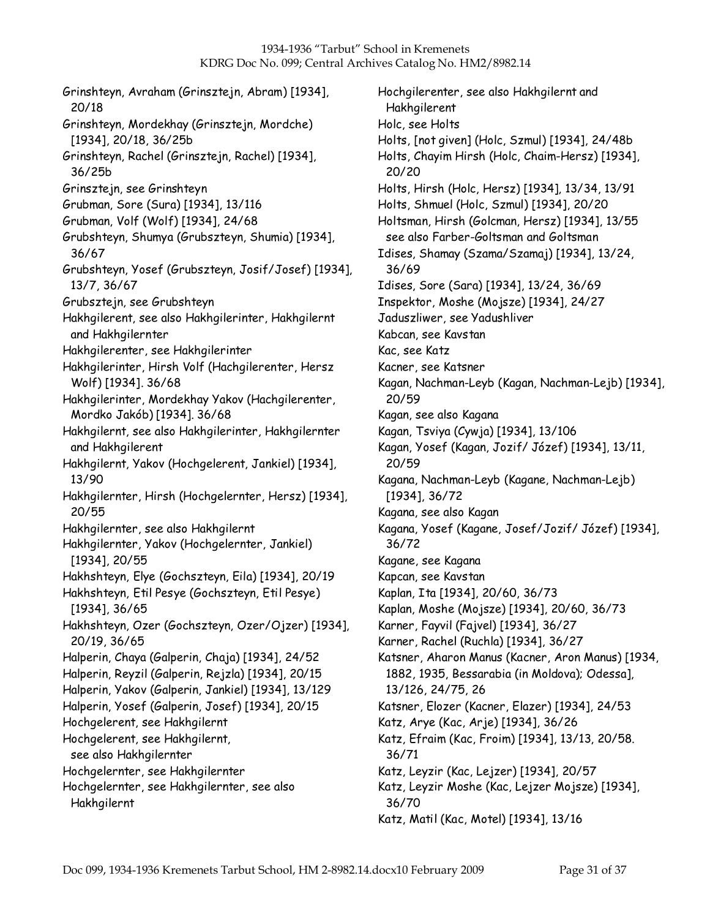Grinshteyn, Avraham (Grinsztejn, Abram) [1934], 20/18

Grinshteyn, Mordekhay (Grinsztejn, Mordche) [1934], 20/18, 36/25b

Grinshteyn, Rachel (Grinsztejn, Rachel) [1934], 36/25b

Grinsztejn, see Grinshteyn

Grubman, Sore (Sura) [1934], 13/116

Grubman, Volf (Wolf) [1934], 24/68

Grubshteyn, Shumya (Grubszteyn, Shumia) [1934], 36/67

Grubshteyn, Yosef (Grubszteyn, Josif/Josef) [1934], 13/7, 36/67

Grubsztejn, see Grubshteyn

Hakhgilerent, see also Hakhgilerinter, Hakhgilernt and Hakhgilernter

Hakhgilerenter, see Hakhgilerinter

Hakhgilerinter, Hirsh Volf (Hachgilerenter, Hersz Wolf) [1934]. 36/68

Hakhgilerinter, Mordekhay Yakov (Hachgilerenter, Mordko Jakób) [1934]. 36/68

Hakhgilernt, see also Hakhgilerinter, Hakhgilernter and Hakhgilerent

Hakhgilernt, Yakov (Hochgelerent, Jankiel) [1934], 13/90

Hakhgilernter, Hirsh (Hochgelernter, Hersz) [1934], 20/55

Hakhgilernter, see also Hakhgilernt

Hakhgilernter, Yakov (Hochgelernter, Jankiel) [1934], 20/55

Hakhshteyn, Elye (Gochszteyn, Eila) [1934], 20/19

Hakhshteyn, Etil Pesye (Gochszteyn, Etil Pesye) [1934], 36/65

Hakhshteyn, Ozer (Gochszteyn, Ozer/Ojzer) [1934], 20/19, 36/65

Halperin, Chaya (Galperin, Chaja) [1934], 24/52

Halperin, Reyzil (Galperin, Rejzla) [1934], 20/15

Halperin, Yakov (Galperin, Jankiel) [1934], 13/129

Halperin, Yosef (Galperin, Josef) [1934], 20/15

Hochgelerent, see Hakhgilernt

Hochgelerent, see Hakhgilernt, see also Hakhgilernter

Hochgelernter, see Hakhgilernter

Hochgelernter, see Hakhgilernter, see also Hakhgilernt

Hochgilerenter, see also Hakhgilernt and Hakhgilerent

Holc, see Holts

Holts, [not given] (Holc, Szmul) [1934], 24/48b

Holts, Chayim Hirsh (Holc, Chaim-Hersz) [1934], 20/20

Holts, Hirsh (Holc, Hersz) [1934], 13/34, 13/91

Holts, Shmuel (Holc, Szmul) [1934], 20/20

Holtsman, Hirsh (Golcman, Hersz) [1934], 13/55 see also Farber-Goltsman and Goltsman

Idises, Shamay (Szama/Szamaj) [1934], 13/24, 36/69

Idises, Sore (Sara) [1934], 13/24, 36/69

Inspektor, Moshe (Mojsze) [1934], 24/27

Jaduszliwer, see Yadushliver

Kabcan, see Kavstan

Kac, see Katz

Kacner, see Katsner

Kagan, Nachman-Leyb (Kagan, Nachman-Lejb) [1934], 20/59

Kagan, see also Kagana

Kagan, Tsviya (Cywja) [1934], 13/106

Kagan, Yosef (Kagan, Jozif/ Józef) [1934], 13/11, 20/59

Kagana, Nachman-Leyb (Kagane, Nachman-Lejb) [1934], 36/72

Kagana, see also Kagan

Kagana, Yosef (Kagane, Josef/Jozif/ Józef) [1934], 36/72

Kagane, see Kagana

Kapcan, see Kavstan

Kaplan, Ita [1934], 20/60, 36/73

Kaplan, Moshe (Mojsze) [1934], 20/60, 36/73

Karner, Fayvil (Fajvel) [1934], 36/27

Karner, Rachel (Ruchla) [1934], 36/27

Katsner, Aharon Manus (Kacner, Aron Manus) [1934, 1882, 1935, Bessarabia (in Moldova); Odessa], 13/126, 24/75, 26

Katsner, Elozer (Kacner, Elazer) [1934], 24/53

Katz, Arye (Kac, Arje) [1934], 36/26

Katz, Efraim (Kac, Froim) [1934], 13/13, 20/58. 36/71

Katz, Leyzir (Kac, Lejzer) [1934], 20/57

Katz, Leyzir Moshe (Kac, Lejzer Mojsze) [1934], 36/70

Katz, Matil (Kac, Motel) [1934], 13/16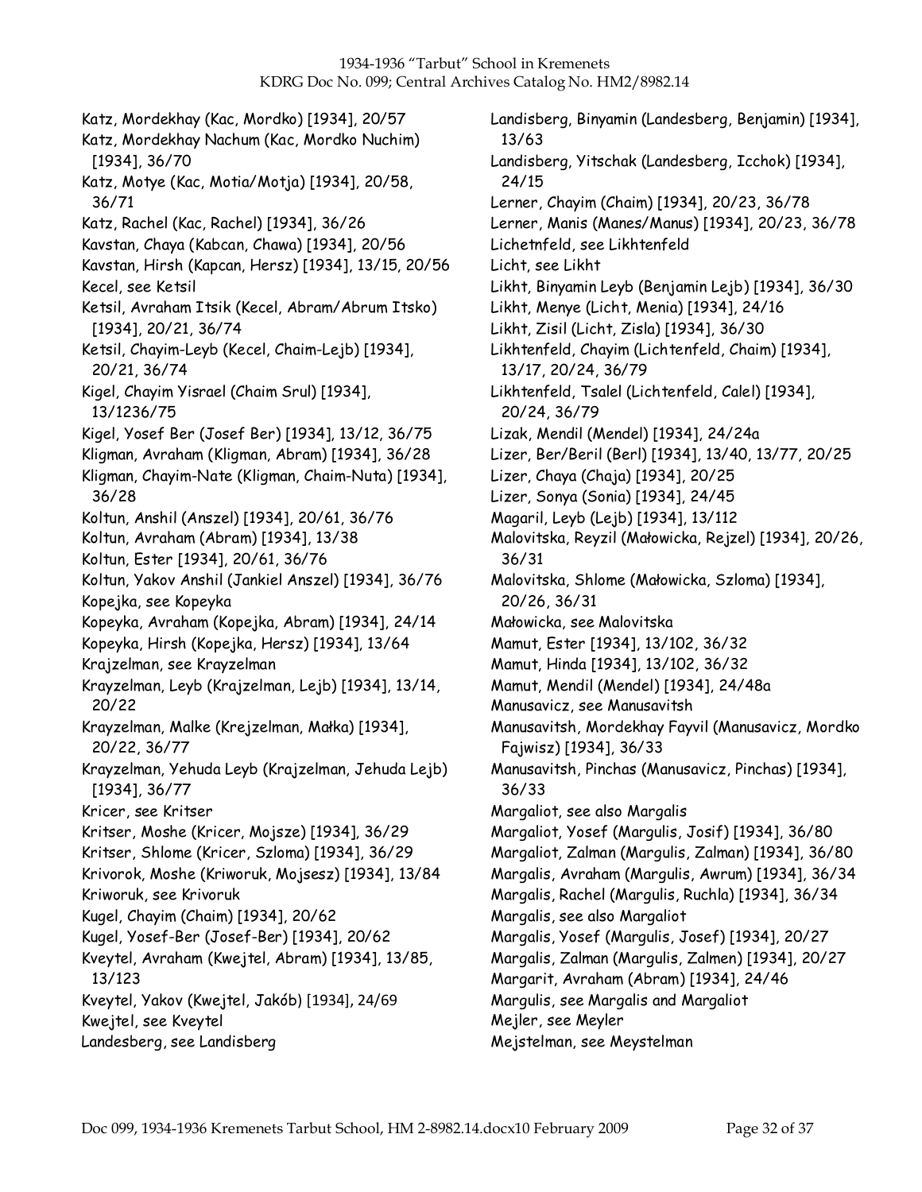Katz, Mordekhay (Kac, Mordko) [1934], 20/57
Katz, Mordekhay Nachum (Kac, Mordko Nuchim) [1934], 36/70
Katz, Motye (Kac, Motia/Motja) [1934], 20/58, 36/71
Katz, Rachel (Kac, Rachel) [1934], 36/26
Kavstan, Chaya (Kabcan, Chawa) [1934], 20/56
Kavstan, Hirsh (Kapcan, Hersz) [1934], 13/15, 20/56
Kecel, see Ketsil
Ketsil, Avraham Itsik (Kecel, Abram/Abrum Itsko) [1934], 20/21, 36/74
Ketsil, Chayim-Leyb (Kecel, Chaim-Lejb) [1934], 20/21, 36/74
Kigel, Chayim Yisrael (Chaim Srul) [1934], 13/1236/75
Kigel, Yosef Ber (Josef Ber) [1934], 13/12, 36/75
Kligman, Avraham (Kligman, Abram) [1934], 36/28
Kligman, Chayim-Nate (Kligman, Chaim-Nuta) [1934], 36/28
Koltun, Anshil (Anszel) [1934], 20/61, 36/76
Koltun, Avraham (Abram) [1934], 13/38
Koltun, Ester [1934], 20/61, 36/76
Koltun, Yakov Anshil (Jankiel Anszel) [1934], 36/76
Kopejka, see Kopeyka
Kopeyka, Avraham (Kopejka, Abram) [1934], 24/14
Kopeyka, Hirsh (Kopejka, Hersz) [1934], 13/64
Krajzelman, see Krayzelman
Krayzelman, Leyb (Krajzelman, Lejb) [1934], 13/14, 20/22
Krayzelman, Malke (Krejzelman, Małka) [1934], 20/22, 36/77
Krayzelman, Yehuda Leyb (Krajzelman, Jehuda Lejb) [1934], 36/77
Kricer, see Kritser
Kritser, Moshe (Kricer, Mojsze) [1934], 36/29
Kritser, Shlome (Kricer, Szloma) [1934], 36/29
Krivorok, Moshe (Kriworuk, Mojsesz) [1934], 13/84
Kriworuk, see Krivoruk
Kugel, Chayim (Chaim) [1934], 20/62
Kugel, Yosef-Ber (Josef-Ber) [1934], 20/62
Kveytel, Avraham (Kwejtel, Abram) [1934], 13/85, 13/123
Kveytel, Yakov (Kwejtel, Jakób) [1934], 24/69
Kwejtel, see Kveytel
Landesberg, see Landisberg
Landisberg, Binyamin (Landesberg, Benjamin) [1934], 13/63
Landisberg, Yitschak (Landesberg, Icchok) [1934], 24/15
Lerner, Chayim (Chaim) [1934], 20/23, 36/78
Lerner, Manis (Manes/Manus) [1934], 20/23, 36/78
Lichetnfeld, see Likhtenfeld
Licht, see Likht
Likht, Binyamin Leyb (Benjamin Lejb) [1934], 36/30
Likht, Menye (Licht, Menia) [1934], 24/16
Likht, Zisil (Licht, Zisla) [1934], 36/30
Likhtenfeld, Chayim (Lichtenfeld, Chaim) [1934], 13/17, 20/24, 36/79
Likhtenfeld, Tsalel (Lichtenfeld, Calel) [1934], 20/24, 36/79
Lizak, Mendil (Mendel) [1934], 24/24a
Lizer, Ber/Beril (Berl) [1934], 13/40, 13/77, 20/25
Lizer, Chaya (Chaja) [1934], 20/25
Lizer, Sonya (Sonia) [1934], 24/45
Magaril, Leyb (Lejb) [1934], 13/112
Malovitska, Reyzil (Małowicka, Rejzel) [1934], 20/26, 36/31
Malovitska, Shlome (Małowicka, Szloma) [1934], 20/26, 36/31
Małowicka, see Malovitska
Mamut, Ester [1934], 13/102, 36/32
Mamut, Hinda [1934], 13/102, 36/32
Mamut, Mendil (Mendel) [1934], 24/48a
Manusavicz, see Manusavitsh
Manusavitsh, Mordekhay Fayvil (Manusavicz, Mordko Fajwisz) [1934], 36/33
Manusavitsh, Pinchas (Manusavicz, Pinchas) [1934], 36/33
Margaliot, see also Margalis
Margaliot, Yosef (Margulis, Josif) [1934], 36/80
Margaliot, Zalman (Margulis, Zalman) [1934], 36/80
Margalis, Avraham (Margulis, Awrum) [1934], 36/34
Margalis, Rachel (Margulis, Ruchla) [1934], 36/34
Margalis, see also Margaliot
Margalis, Yosef (Margulis, Josef) [1934], 20/27
Margalis, Zalman (Margulis, Zalmen) [1934], 20/27
Margarit, Avraham (Abram) [1934], 24/46
Margulis, see Margalis and Margaliot
Mejler, see Meyler
Mejstelman, see Meystelman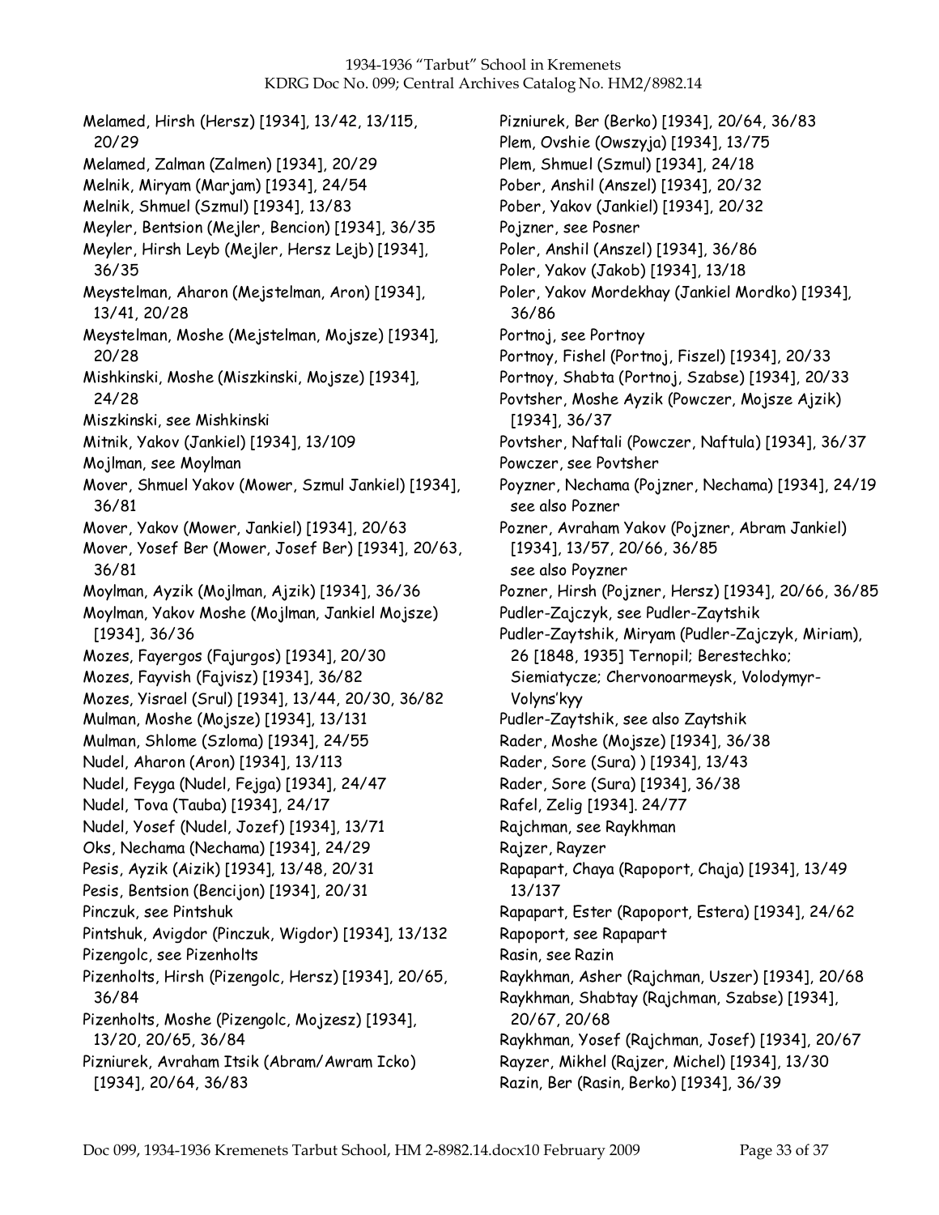Melamed, Hirsh (Hersz) [1934], 13/42, 13/115, 20/29

Melamed, Zalman (Zalmen) [1934], 20/29

Melnik, Miryam (Marjam) [1934], 24/54

Melnik, Shmuel (Szmul) [1934], 13/83

Meyler, Bentsion (Mejler, Bencion) [1934], 36/35

Meyler, Hirsh Leyb (Mejler, Hersz Lejb) [1934], 36/35

Meystelman, Aharon (Mejstelman, Aron) [1934], 13/41, 20/28

Meystelman, Moshe (Mejstelman, Mojsze) [1934], 20/28

Mishkinski, Moshe (Miszkinski, Mojsze) [1934], 24/28

Miszkinski, see Mishkinski

Mitnik, Yakov (Jankiel) [1934], 13/109

Mojlman, see Moylman

Mover, Shmuel Yakov (Mower, Szmul Jankiel) [1934], 36/81

Mover, Yakov (Mower, Jankiel) [1934], 20/63

Mover, Yosef Ber (Mower, Josef Ber) [1934], 20/63, 36/81

Moylman, Ayzik (Mojlman, Ajzik) [1934], 36/36

Moylman, Yakov Moshe (Mojlman, Jankiel Mojsze) [1934], 36/36

Mozes, Fayergos (Fajurgos) [1934], 20/30

Mozes, Fayvish (Fajvisz) [1934], 36/82

Mozes, Yisrael (Srul) [1934], 13/44, 20/30, 36/82

Mulman, Moshe (Mojsze) [1934], 13/131

Mulman, Shlome (Szloma) [1934], 24/55

Nudel, Aharon (Aron) [1934], 13/113

Nudel, Feyga (Nudel, Fejga) [1934], 24/47

Nudel, Tova (Tauba) [1934], 24/17

Nudel, Yosef (Nudel, Jozef) [1934], 13/71

Oks, Nechama (Nechama) [1934], 24/29

Pesis, Ayzik (Aizik) [1934], 13/48, 20/31

Pesis, Bentsion (Bencijon) [1934], 20/31

Pinczuk, see Pintshuk

Pintshuk, Avigdor (Pinczuk, Wigdor) [1934], 13/132

Pizengolc, see Pizenholts

Pizenholts, Hirsh (Pizengolc, Hersz) [1934], 20/65, 36/84

Pizenholts, Moshe (Pizengolc, Mojzesz) [1934], 13/20, 20/65, 36/84

Pizniurek, Avraham Itsik (Abram/Awram Icko) [1934], 20/64, 36/83

Pizniurek, Ber (Berko) [1934], 20/64, 36/83

Plem, Ovshie (Owszyja) [1934], 13/75

Plem, Shmuel (Szmul) [1934], 24/18

Pober, Anshil (Anszel) [1934], 20/32

Pober, Yakov (Jankiel) [1934], 20/32

Pojzner, see Posner

Poler, Anshil (Anszel) [1934], 36/86

Poler, Yakov (Jakob) [1934], 13/18

Poler, Yakov Mordekhay (Jankiel Mordko) [1934], 36/86

Portnoj, see Portnoy

Portnoy, Fishel (Portnoj, Fiszel) [1934], 20/33

Portnoy, Shabta (Portnoj, Szabse) [1934], 20/33

Povtsher, Moshe Ayzik (Powczer, Mojsze Ajzik) [1934], 36/37

Povtsher, Naftali (Powczer, Naftula) [1934], 36/37

Powczer, see Povtsher

Poyzner, Nechama (Pojzner, Nechama) [1934], 24/19
  see also Pozner

Pozner, Avraham Yakov (Pojzner, Abram Jankiel) [1934], 13/57, 20/66, 36/85
  see also Poyzner

Pozner, Hirsh (Pojzner, Hersz) [1934], 20/66, 36/85

Pudler-Zajczyk, see Pudler-Zaytshik

Pudler-Zaytshik, Miryam (Pudler-Zajczyk, Miriam), 26 [1848, 1935] Ternopil; Berestechko; Siemiatycze; Chervonoarmeysk, Volodymyr-Volyns'kyy

Pudler-Zaytshik, see also Zaytshik

Rader, Moshe (Mojsze) [1934], 36/38

Rader, Sore (Sura) ) [1934], 13/43

Rader, Sore (Sura) [1934], 36/38

Rafel, Zelig [1934]. 24/77

Rajchman, see Raykhman

Rajzer, Rayzer

Rapapart, Chaya (Rapoport, Chaja) [1934], 13/49 13/137

Rapapart, Ester (Rapoport, Estera) [1934], 24/62

Rapoport, see Rapapart

Rasin, see Razin

Raykhman, Asher (Rajchman, Uszer) [1934], 20/68

Raykhman, Shabtay (Rajchman, Szabse) [1934], 20/67, 20/68

Raykhman, Yosef (Rajchman, Josef) [1934], 20/67

Rayzer, Mikhel (Rajzer, Michel) [1934], 13/30

Razin, Ber (Rasin, Berko) [1934], 36/39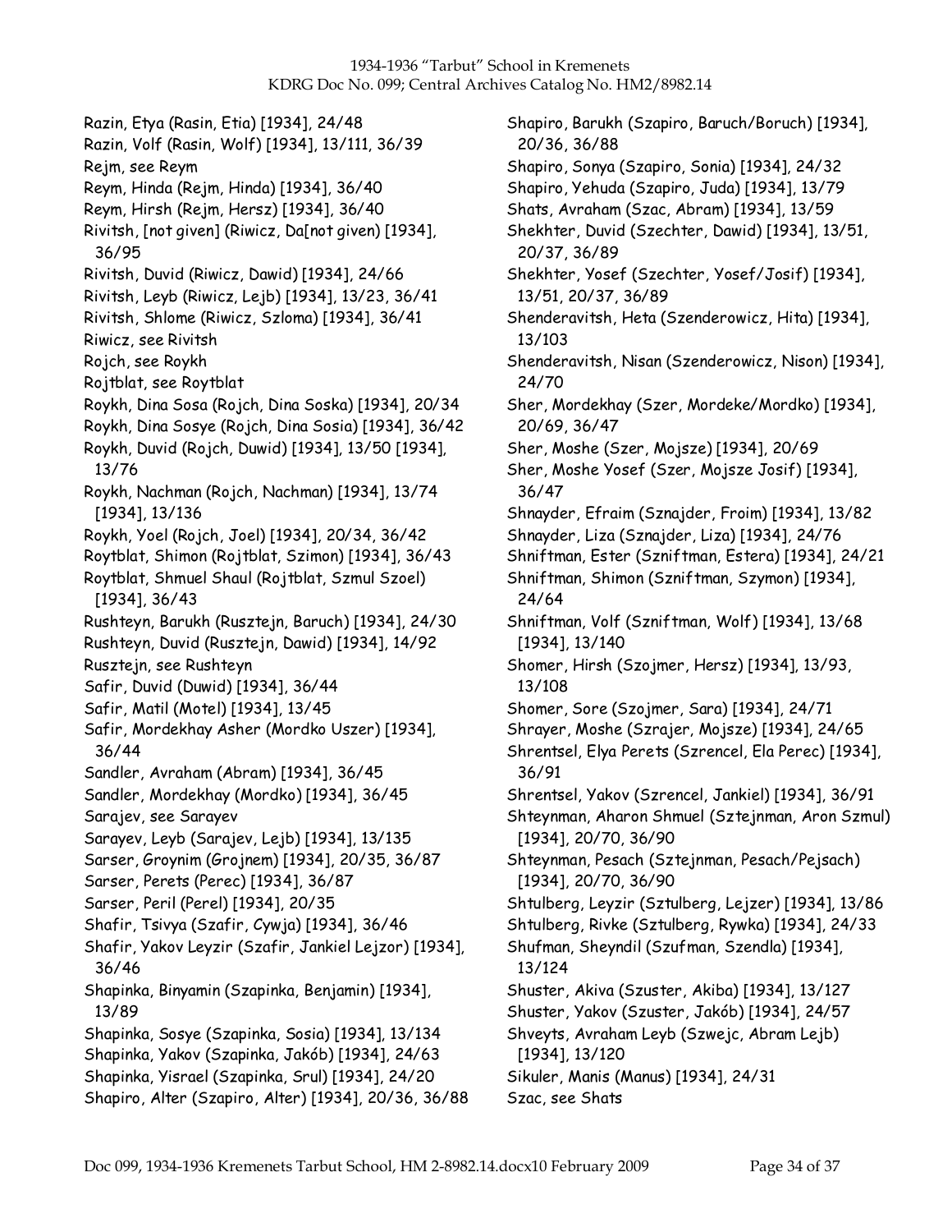Razin, Etya (Rasin, Etia) [1934], 24/48
Razin, Volf (Rasin, Wolf) [1934], 13/111, 36/39
Rejm, see Reym
Reym, Hinda (Rejm, Hinda) [1934], 36/40
Reym, Hirsh (Rejm, Hersz) [1934], 36/40
Rivitsh, [not given] (Riwicz, Da[not given) [1934], 36/95
Rivitsh, Duvid (Riwicz, Dawid) [1934], 24/66
Rivitsh, Leyb (Riwicz, Lejb) [1934], 13/23, 36/41
Rivitsh, Shlome (Riwicz, Szloma) [1934], 36/41
Riwicz, see Rivitsh
Rojch, see Roykh
Rojtblat, see Roytblat
Roykh, Dina Sosa (Rojch, Dina Soska) [1934], 20/34
Roykh, Dina Sosye (Rojch, Dina Sosia) [1934], 36/42
Roykh, Duvid (Rojch, Duwid) [1934], 13/50 [1934], 13/76
Roykh, Nachman (Rojch, Nachman) [1934], 13/74 [1934], 13/136
Roykh, Yoel (Rojch, Joel) [1934], 20/34, 36/42
Roytblat, Shimon (Rojtblat, Szimon) [1934], 36/43
Roytblat, Shmuel Shaul (Rojtblat, Szmul Szoel) [1934], 36/43
Rushteyn, Barukh (Rusztejn, Baruch) [1934], 24/30
Rushteyn, Duvid (Rusztejn, Dawid) [1934], 14/92
Rusztejn, see Rushteyn
Safir, Duvid (Duwid) [1934], 36/44
Safir, Matil (Motel) [1934], 13/45
Safir, Mordekhay Asher (Mordko Uszer) [1934], 36/44
Sandler, Avraham (Abram) [1934], 36/45
Sandler, Mordekhay (Mordko) [1934], 36/45
Sarajev, see Sarayev
Sarayev, Leyb (Sarajev, Lejb) [1934], 13/135
Sarser, Groynim (Grojnem) [1934], 20/35, 36/87
Sarser, Perets (Perec) [1934], 36/87
Sarser, Peril (Perel) [1934], 20/35
Shafir, Tsivya (Szafir, Cywja) [1934], 36/46
Shafir, Yakov Leyzir (Szafir, Jankiel Lejzor) [1934], 36/46
Shapinka, Binyamin (Szapinka, Benjamin) [1934], 13/89
Shapinka, Sosye (Szapinka, Sosia) [1934], 13/134
Shapinka, Yakov (Szapinka, Jakób) [1934], 24/63
Shapinka, Yisrael (Szapinka, Srul) [1934], 24/20
Shapiro, Alter (Szapiro, Alter) [1934], 20/36, 36/88
Shapiro, Barukh (Szapiro, Baruch/Boruch) [1934], 20/36, 36/88
Shapiro, Sonya (Szapiro, Sonia) [1934], 24/32
Shapiro, Yehuda (Szapiro, Juda) [1934], 13/79
Shats, Avraham (Szac, Abram) [1934], 13/59
Shekhter, Duvid (Szechter, Dawid) [1934], 13/51, 20/37, 36/89
Shekhter, Yosef (Szechter, Yosef/Josif) [1934], 13/51, 20/37, 36/89
Shenderavitsh, Heta (Szenderowicz, Hita) [1934], 13/103
Shenderavitsh, Nisan (Szenderowicz, Nison) [1934], 24/70
Sher, Mordekhay (Szer, Mordeke/Mordko) [1934], 20/69, 36/47
Sher, Moshe (Szer, Mojsze) [1934], 20/69
Sher, Moshe Yosef (Szer, Mojsze Josif) [1934], 36/47
Shnayder, Efraim (Sznajder, Froim) [1934], 13/82
Shnayder, Liza (Sznajder, Liza) [1934], 24/76
Shniftman, Ester (Szniftman, Estera) [1934], 24/21
Shniftman, Shimon (Szniftman, Szymon) [1934], 24/64
Shniftman, Volf (Szniftman, Wolf) [1934], 13/68 [1934], 13/140
Shomer, Hirsh (Szojmer, Hersz) [1934], 13/93, 13/108
Shomer, Sore (Szojmer, Sara) [1934], 24/71
Shrayer, Moshe (Szrajer, Mojsze) [1934], 24/65
Shrentsel, Elya Perets (Szrencel, Ela Perec) [1934], 36/91
Shrentsel, Yakov (Szrencel, Jankiel) [1934], 36/91
Shteynman, Aharon Shmuel (Sztejnman, Aron Szmul) [1934], 20/70, 36/90
Shteynman, Pesach (Sztejnman, Pesach/Pejsach) [1934], 20/70, 36/90
Shtulberg, Leyzir (Sztulberg, Lejzer) [1934], 13/86
Shtulberg, Rivke (Sztulberg, Rywka) [1934], 24/33
Shufman, Sheyndil (Szufman, Szendla) [1934], 13/124
Shuster, Akiva (Szuster, Akiba) [1934], 13/127
Shuster, Yakov (Szuster, Jakób) [1934], 24/57
Shveyts, Avraham Leyb (Szwejc, Abram Lejb) [1934], 13/120
Sikuler, Manis (Manus) [1934], 24/31
Szac, see Shats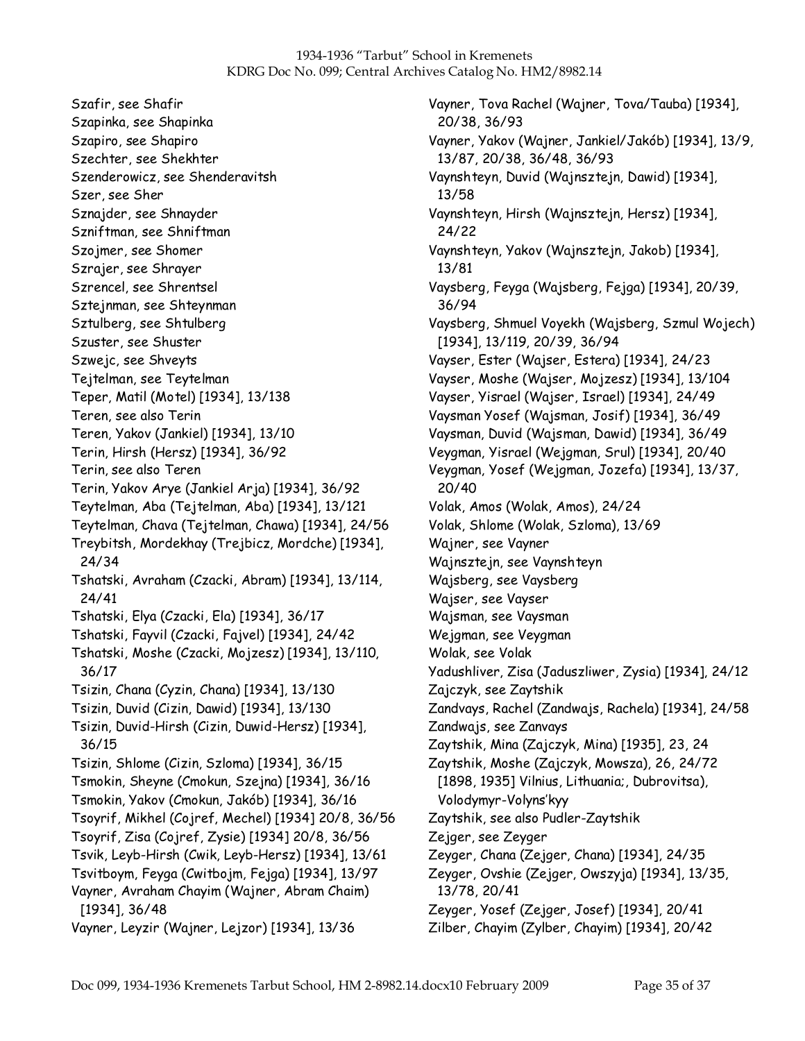Szafir, see Shafir
Szapinka, see Shapinka
Szapiro, see Shapiro
Szechter, see Shekhter
Szenderowicz, see Shenderavitsh
Szer, see Sher
Sznajder, see Shnayder
Szniftman, see Shniftman
Szojmer, see Shomer
Szrajer, see Shrayer
Szrencel, see Shrentsel
Sztejnman, see Shteynman
Sztulberg, see Shtulberg
Szuster, see Shuster
Szwejc, see Shveyts
Tejtelman, see Teytelman
Teper, Matil (Motel) [1934], 13/138
Teren, see also Terin
Teren, Yakov (Jankiel) [1934], 13/10
Terin, Hirsh (Hersz) [1934], 36/92
Terin, see also Teren
Terin, Yakov Arye (Jankiel Arja) [1934], 36/92
Teytelman, Aba (Tejtelman, Aba) [1934], 13/121
Teytelman, Chava (Tejtelman, Chawa) [1934], 24/56
Treybitsh, Mordekhay (Trejbicz, Mordche) [1934], 24/34
Tshatski, Avraham (Czacki, Abram) [1934], 13/114, 24/41
Tshatski, Elya (Czacki, Ela) [1934], 36/17
Tshatski, Fayvil (Czacki, Fajvel) [1934], 24/42
Tshatski, Moshe (Czacki, Mojzesz) [1934], 13/110, 36/17
Tsizin, Chana (Cyzin, Chana) [1934], 13/130
Tsizin, Duvid (Cizin, Dawid) [1934], 13/130
Tsizin, Duvid-Hirsh (Cizin, Duwid-Hersz) [1934], 36/15
Tsizin, Shlome (Cizin, Szloma) [1934], 36/15
Tsmokin, Sheyne (Cmokun, Szejna) [1934], 36/16
Tsmokin, Yakov (Cmokun, Jakób) [1934], 36/16
Tsoyrif, Mikhel (Cojref, Mechel) [1934] 20/8, 36/56
Tsoyrif, Zisa (Cojref, Zysie) [1934] 20/8, 36/56
Tsvik, Leyb-Hirsh (Cwik, Leyb-Hersz) [1934], 13/61
Tsvitboym, Feyga (Cwitbojm, Fejga) [1934], 13/97
Vayner, Avraham Chayim (Wajner, Abram Chaim) [1934], 36/48
Vayner, Leyzir (Wajner, Lejzor) [1934], 13/36
Vayner, Tova Rachel (Wajner, Tova/Tauba) [1934], 20/38, 36/93
Vayner, Yakov (Wajner, Jankiel/Jakób) [1934], 13/9, 13/87, 20/38, 36/48, 36/93
Vaynshteyn, Duvid (Wajnsztejn, Dawid) [1934], 13/58
Vaynshteyn, Hirsh (Wajnsztejn, Hersz) [1934], 24/22
Vaynshteyn, Yakov (Wajnsztejn, Jakob) [1934], 13/81
Vaysberg, Feyga (Wajsberg, Fejga) [1934], 20/39, 36/94
Vaysberg, Shmuel Voyekh (Wajsberg, Szmul Wojech) [1934], 13/119, 20/39, 36/94
Vayser, Ester (Wajser, Estera) [1934], 24/23
Vayser, Moshe (Wajser, Mojzesz) [1934], 13/104
Vayser, Yisrael (Wajser, Israel) [1934], 24/49
Vaysman Yosef (Wajsman, Josif) [1934], 36/49
Vaysman, Duvid (Wajsman, Dawid) [1934], 36/49
Veygman, Yisrael (Wejgman, Srul) [1934], 20/40
Veygman, Yosef (Wejgman, Jozefa) [1934], 13/37, 20/40
Volak, Amos (Wolak, Amos), 24/24
Volak, Shlome (Wolak, Szloma), 13/69
Wajner, see Vayner
Wajnsztejn, see Vaynshteyn
Wajsberg, see Vaysberg
Wajser, see Vayser
Wajsman, see Vaysman
Wejgman, see Veygman
Wolak, see Volak
Yadushliver, Zisa (Jaduszliwer, Zysia) [1934], 24/12
Zajczyk, see Zaytshik
Zandvays, Rachel (Zandwajs, Rachela) [1934], 24/58
Zandwajs, see Zanvays
Zaytshik, Mina (Zajczyk, Mina) [1935], 23, 24
Zaytshik, Moshe (Zajczyk, Mowsza), 26, 24/72 [1898, 1935] Vilnius, Lithuania;, Dubrovitsa), Volodymyr-Volyns'kyy
Zaytshik, see also Pudler-Zaytshik
Zejger, see Zeyger
Zeyger, Chana (Zejger, Chana) [1934], 24/35
Zeyger, Ovshie (Zejger, Owszyja) [1934], 13/35, 13/78, 20/41
Zeyger, Yosef (Zejger, Josef) [1934], 20/41
Zilber, Chayim (Zylber, Chayim) [1934], 20/42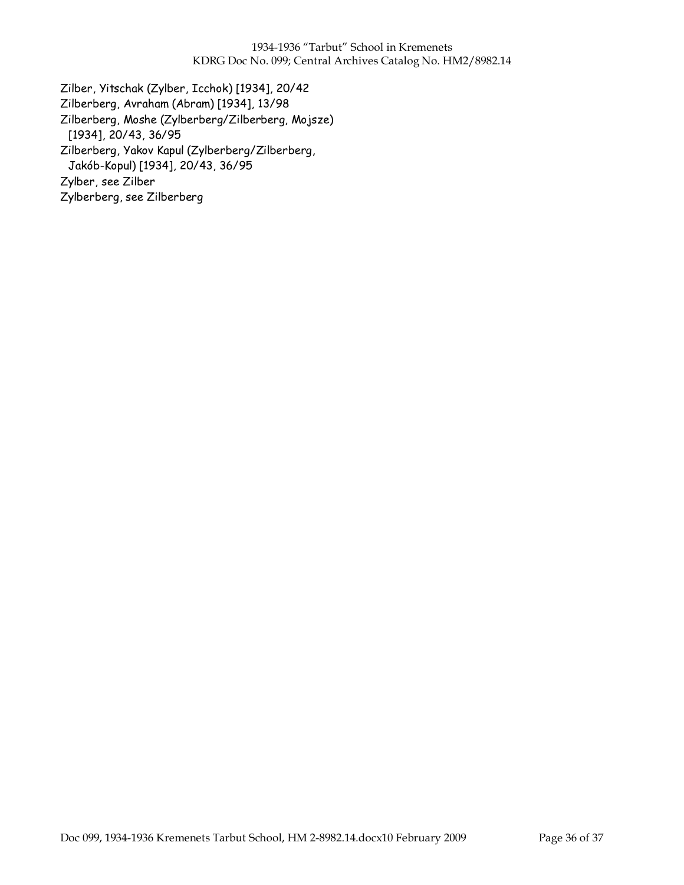Zilber, Yitschak (Zylber, Icchok) [1934], 20/42
Zilberberg, Avraham (Abram) [1934], 13/98
Zilberberg, Moshe (Zylberberg/Zilberberg, Mojsze) [1934], 20/43, 36/95
Zilberberg, Yakov Kapul (Zylberberg/Zilberberg, Jakób-Kopul) [1934], 20/43, 36/95
Zylber, see Zilber
Zylberberg, see Zilberberg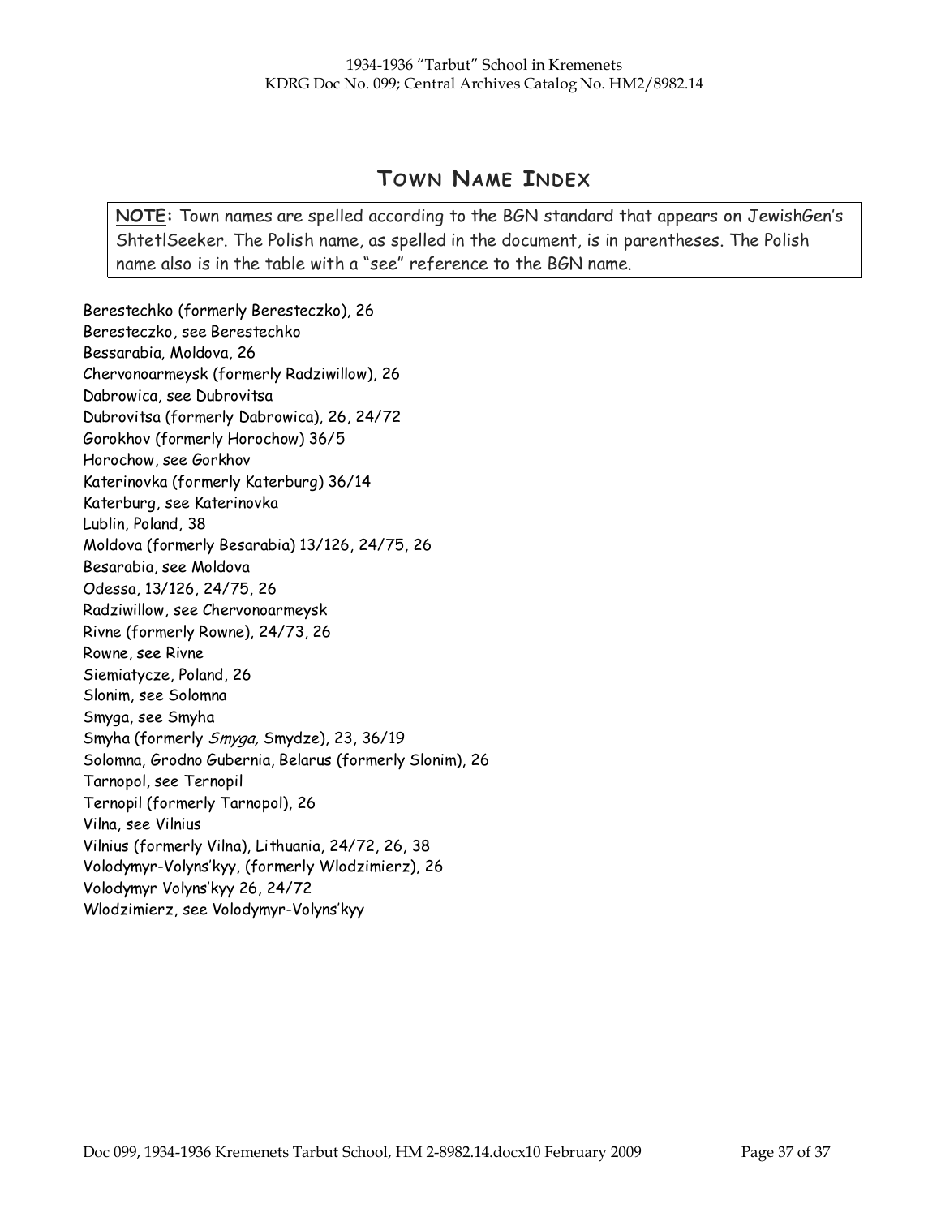## TOWN NAME INDEX

**NOTE:** Town names are spelled according to the BGN standard that appears on JewishGen's ShtetlSeeker. The Polish name, as spelled in the document, is in parentheses. The Polish name also is in the table with a "see" reference to the BGN name.

Berestechko (formerly Beresteczko), 26
Beresteczko, see Berestechko
Bessarabia, Moldova, 26
Chervonoarmeysk (formerly Radziwillow), 26
Dabrowica, see Dubrovitsa
Dubrovitsa (formerly Dabrowica), 26, 24/72
Gorokhov (formerly Horochow) 36/5
Horochow, see Gorkhov
Katerinovka (formerly Katerburg) 36/14
Katerburg, see Katerinovka
Lublin, Poland, 38
Moldova (formerly Besarabia) 13/126, 24/75, 26
Besarabia, see Moldova
Odessa, 13/126, 24/75, 26
Radziwillow, see Chervonoarmeysk
Rivne (formerly Rowne), 24/73, 26
Rowne, see Rivne
Siemiatycze, Poland, 26
Slonim, see Solomna
Smyga, see Smyha
Smyha (formerly *Smyga,* Smydze), 23, 36/19
Solomna, Grodno Gubernia, Belarus (formerly Slonim), 26
Tarnopol, see Ternopil
Ternopil (formerly Tarnopol), 26
Vilna, see Vilnius
Vilnius (formerly Vilna), Lithuania, 24/72, 26, 38
Volodymyr-Volyns'kyy, (formerly Wlodzimierz), 26
Volodymyr Volyns'kyy 26, 24/72
Wlodzimierz, see Volodymyr-Volyns'kyy